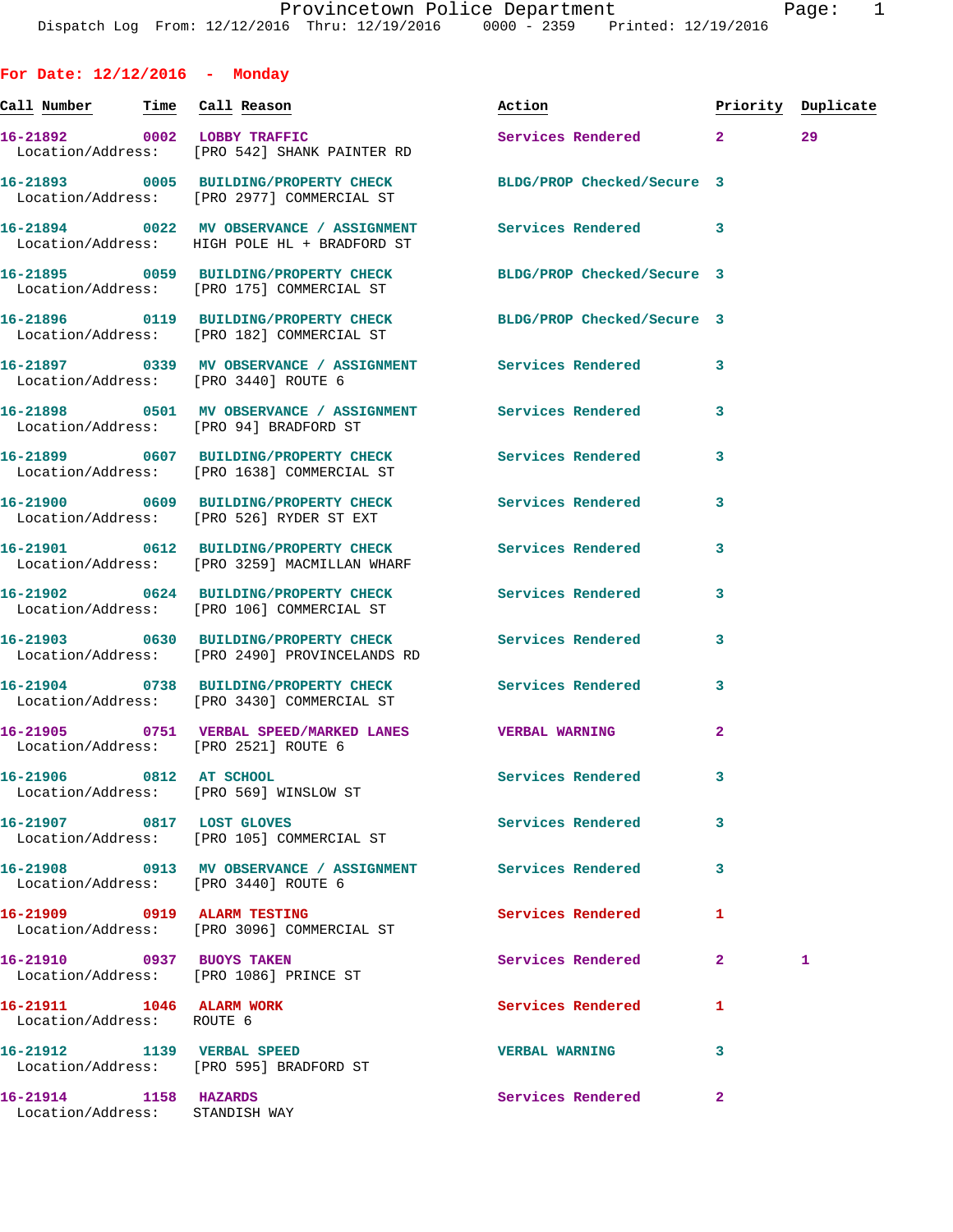Dispatch Log From: 12/12/2016 Thru: 12/19/2016 0000 - 2359 Printed: 12/19/2016

## For Date: 12/12/2016 - Monday

| Call Number | Time | Call Reason | Action | Priority | Duplicate |
|---|---|---|---|---|---|
| 16-21892 | 0002 | LOBBY TRAFFIC | Services Rendered | 2 | 29 |
| Location/Address: | | [PRO 542] SHANK PAINTER RD | | | |
| 16-21893 | 0005 | BUILDING/PROPERTY CHECK | BLDG/PROP Checked/Secure | 3 | |
| Location/Address: | | [PRO 2977] COMMERCIAL ST | | | |
| 16-21894 | 0022 | MV OBSERVANCE / ASSIGNMENT | Services Rendered | 3 | |
| Location/Address: | | HIGH POLE HL + BRADFORD ST | | | |
| 16-21895 | 0059 | BUILDING/PROPERTY CHECK | BLDG/PROP Checked/Secure | 3 | |
| Location/Address: | | [PRO 175] COMMERCIAL ST | | | |
| 16-21896 | 0119 | BUILDING/PROPERTY CHECK | BLDG/PROP Checked/Secure | 3 | |
| Location/Address: | | [PRO 182] COMMERCIAL ST | | | |
| 16-21897 | 0339 | MV OBSERVANCE / ASSIGNMENT | Services Rendered | 3 | |
| Location/Address: | | [PRO 3440] ROUTE 6 | | | |
| 16-21898 | 0501 | MV OBSERVANCE / ASSIGNMENT | Services Rendered | 3 | |
| Location/Address: | | [PRO 94] BRADFORD ST | | | |
| 16-21899 | 0607 | BUILDING/PROPERTY CHECK | Services Rendered | 3 | |
| Location/Address: | | [PRO 1638] COMMERCIAL ST | | | |
| 16-21900 | 0609 | BUILDING/PROPERTY CHECK | Services Rendered | 3 | |
| Location/Address: | | [PRO 526] RYDER ST EXT | | | |
| 16-21901 | 0612 | BUILDING/PROPERTY CHECK | Services Rendered | 3 | |
| Location/Address: | | [PRO 3259] MACMILLAN WHARF | | | |
| 16-21902 | 0624 | BUILDING/PROPERTY CHECK | Services Rendered | 3 | |
| Location/Address: | | [PRO 106] COMMERCIAL ST | | | |
| 16-21903 | 0630 | BUILDING/PROPERTY CHECK | Services Rendered | 3 | |
| Location/Address: | | [PRO 2490] PROVINCELANDS RD | | | |
| 16-21904 | 0738 | BUILDING/PROPERTY CHECK | Services Rendered | 3 | |
| Location/Address: | | [PRO 3430] COMMERCIAL ST | | | |
| 16-21905 | 0751 | VERBAL SPEED/MARKED LANES | VERBAL WARNING | 2 | |
| Location/Address: | | [PRO 2521] ROUTE 6 | | | |
| 16-21906 | 0812 | AT SCHOOL | Services Rendered | 3 | |
| Location/Address: | | [PRO 569] WINSLOW ST | | | |
| 16-21907 | 0817 | LOST GLOVES | Services Rendered | 3 | |
| Location/Address: | | [PRO 105] COMMERCIAL ST | | | |
| 16-21908 | 0913 | MV OBSERVANCE / ASSIGNMENT | Services Rendered | 3 | |
| Location/Address: | | [PRO 3440] ROUTE 6 | | | |
| 16-21909 | 0919 | ALARM TESTING | Services Rendered | 1 | |
| Location/Address: | | [PRO 3096] COMMERCIAL ST | | | |
| 16-21910 | 0937 | BUOYS TAKEN | Services Rendered | 2 | 1 |
| Location/Address: | | [PRO 1086] PRINCE ST | | | |
| 16-21911 | 1046 | ALARM WORK | Services Rendered | 1 | |
| Location/Address: | | ROUTE 6 | | | |
| 16-21912 | 1139 | VERBAL SPEED | VERBAL WARNING | 3 | |
| Location/Address: | | [PRO 595] BRADFORD ST | | | |
| 16-21914 | 1158 | HAZARDS | Services Rendered | 2 | |
| Location/Address: | | STANDISH WAY | | | |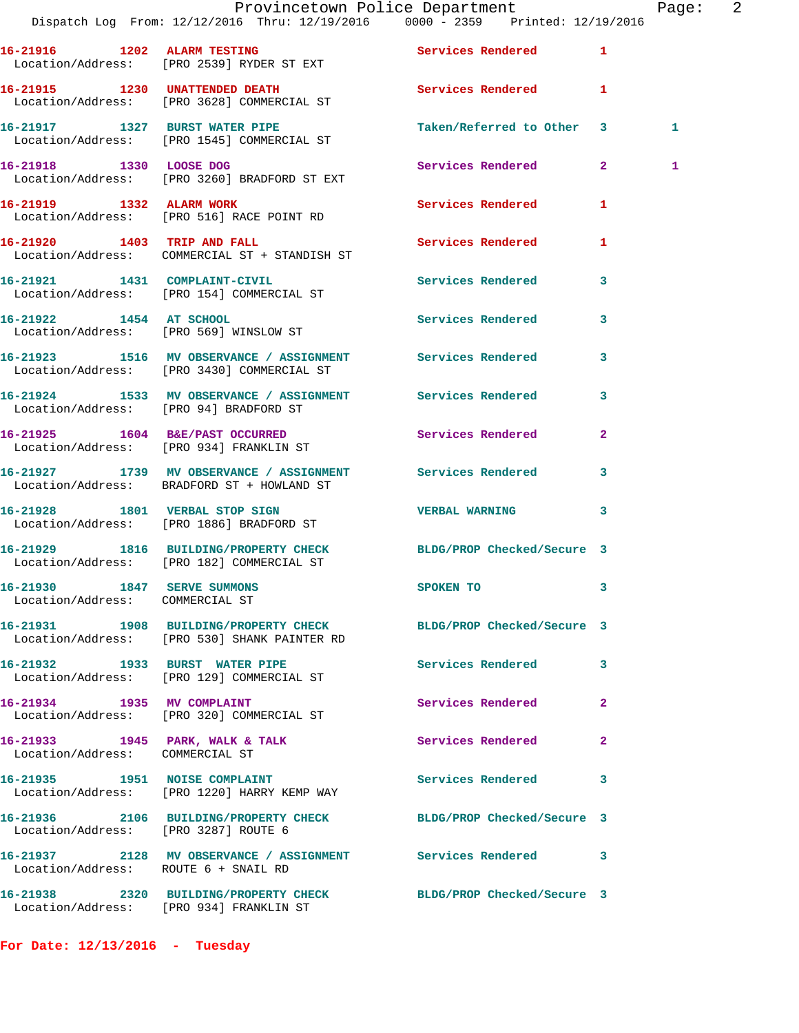| Call Number | Time | Call Reason | Action | Priority | |
|---|---|---|---|---|---|
| 16-21916 | 1202 | ALARM TESTING | Services Rendered | 1 | |
| Location/Address: | | [PRO 2539] RYDER ST EXT | | | |
| 16-21915 | 1230 | UNATTENDED DEATH | Services Rendered | 1 | |
| Location/Address: | | [PRO 3628] COMMERCIAL ST | | | |
| 16-21917 | 1327 | BURST WATER PIPE | Taken/Referred to Other | 3 | 1 |
| Location/Address: | | [PRO 1545] COMMERCIAL ST | | | |
| 16-21918 | 1330 | LOOSE DOG | Services Rendered | 2 | 1 |
| Location/Address: | | [PRO 3260] BRADFORD ST EXT | | | |
| 16-21919 | 1332 | ALARM WORK | Services Rendered | 1 | |
| Location/Address: | | [PRO 516] RACE POINT RD | | | |
| 16-21920 | 1403 | TRIP AND FALL | Services Rendered | 1 | |
| Location/Address: | | COMMERCIAL ST + STANDISH ST | | | |
| 16-21921 | 1431 | COMPLAINT-CIVIL | Services Rendered | 3 | |
| Location/Address: | | [PRO 154] COMMERCIAL ST | | | |
| 16-21922 | 1454 | AT SCHOOL | Services Rendered | 3 | |
| Location/Address: | | [PRO 569] WINSLOW ST | | | |
| 16-21923 | 1516 | MV OBSERVANCE / ASSIGNMENT | Services Rendered | 3 | |
| Location/Address: | | [PRO 3430] COMMERCIAL ST | | | |
| 16-21924 | 1533 | MV OBSERVANCE / ASSIGNMENT | Services Rendered | 3 | |
| Location/Address: | | [PRO 94] BRADFORD ST | | | |
| 16-21925 | 1604 | B&E/PAST OCCURRED | Services Rendered | 2 | |
| Location/Address: | | [PRO 934] FRANKLIN ST | | | |
| 16-21927 | 1739 | MV OBSERVANCE / ASSIGNMENT | Services Rendered | 3 | |
| Location/Address: | | BRADFORD ST + HOWLAND ST | | | |
| 16-21928 | 1801 | VERBAL STOP SIGN | VERBAL WARNING | 3 | |
| Location/Address: | | [PRO 1886] BRADFORD ST | | | |
| 16-21929 | 1816 | BUILDING/PROPERTY CHECK | BLDG/PROP Checked/Secure | 3 | |
| Location/Address: | | [PRO 182] COMMERCIAL ST | | | |
| 16-21930 | 1847 | SERVE SUMMONS | SPOKEN TO | 3 | |
| Location/Address: | | COMMERCIAL ST | | | |
| 16-21931 | 1908 | BUILDING/PROPERTY CHECK | BLDG/PROP Checked/Secure | 3 | |
| Location/Address: | | [PRO 530] SHANK PAINTER RD | | | |
| 16-21932 | 1933 | BURST WATER PIPE | Services Rendered | 3 | |
| Location/Address: | | [PRO 129] COMMERCIAL ST | | | |
| 16-21934 | 1935 | MV COMPLAINT | Services Rendered | 2 | |
| Location/Address: | | [PRO 320] COMMERCIAL ST | | | |
| 16-21933 | 1945 | PARK, WALK & TALK | Services Rendered | 2 | |
| Location/Address: | | COMMERCIAL ST | | | |
| 16-21935 | 1951 | NOISE COMPLAINT | Services Rendered | 3 | |
| Location/Address: | | [PRO 1220] HARRY KEMP WAY | | | |
| 16-21936 | 2106 | BUILDING/PROPERTY CHECK | BLDG/PROP Checked/Secure | 3 | |
| Location/Address: | | [PRO 3287] ROUTE 6 | | | |
| 16-21937 | 2128 | MV OBSERVANCE / ASSIGNMENT | Services Rendered | 3 | |
| Location/Address: | | ROUTE 6 + SNAIL RD | | | |
| 16-21938 | 2320 | BUILDING/PROPERTY CHECK | BLDG/PROP Checked/Secure | 3 | |
| Location/Address: | | [PRO 934] FRANKLIN ST | | | |

**For Date: 12/13/2016 - Tuesday**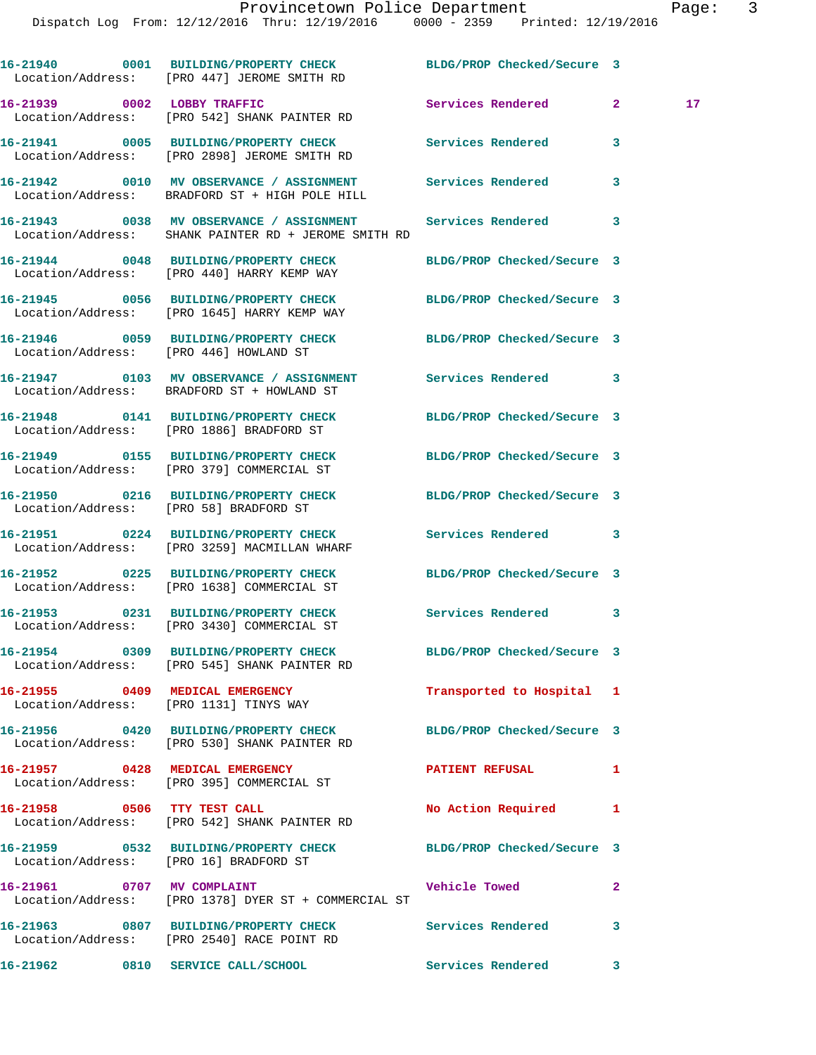16-21940 0001 BUILDING/PROPERTY CHECK BLDG/PROP Checked/Secure 3
Location/Address: [PRO 447] JEROME SMITH RD

16-21939 0002 LOBBY TRAFFIC Services Rendered 2 17
Location/Address: [PRO 542] SHANK PAINTER RD

16-21941 0005 BUILDING/PROPERTY CHECK Services Rendered 3
Location/Address: [PRO 2898] JEROME SMITH RD

16-21942 0010 MV OBSERVANCE / ASSIGNMENT Services Rendered 3
Location/Address: BRADFORD ST + HIGH POLE HILL

16-21943 0038 MV OBSERVANCE / ASSIGNMENT Services Rendered 3
Location/Address: SHANK PAINTER RD + JEROME SMITH RD

16-21944 0048 BUILDING/PROPERTY CHECK BLDG/PROP Checked/Secure 3
Location/Address: [PRO 440] HARRY KEMP WAY

16-21945 0056 BUILDING/PROPERTY CHECK BLDG/PROP Checked/Secure 3
Location/Address: [PRO 1645] HARRY KEMP WAY

16-21946 0059 BUILDING/PROPERTY CHECK BLDG/PROP Checked/Secure 3
Location/Address: [PRO 446] HOWLAND ST

16-21947 0103 MV OBSERVANCE / ASSIGNMENT Services Rendered 3
Location/Address: BRADFORD ST + HOWLAND ST

16-21948 0141 BUILDING/PROPERTY CHECK BLDG/PROP Checked/Secure 3
Location/Address: [PRO 1886] BRADFORD ST

16-21949 0155 BUILDING/PROPERTY CHECK BLDG/PROP Checked/Secure 3
Location/Address: [PRO 379] COMMERCIAL ST

16-21950 0216 BUILDING/PROPERTY CHECK BLDG/PROP Checked/Secure 3
Location/Address: [PRO 58] BRADFORD ST

16-21951 0224 BUILDING/PROPERTY CHECK Services Rendered 3
Location/Address: [PRO 3259] MACMILLAN WHARF

16-21952 0225 BUILDING/PROPERTY CHECK BLDG/PROP Checked/Secure 3
Location/Address: [PRO 1638] COMMERCIAL ST

16-21953 0231 BUILDING/PROPERTY CHECK Services Rendered 3
Location/Address: [PRO 3430] COMMERCIAL ST

16-21954 0309 BUILDING/PROPERTY CHECK BLDG/PROP Checked/Secure 3
Location/Address: [PRO 545] SHANK PAINTER RD

16-21955 0409 MEDICAL EMERGENCY Transported to Hospital 1
Location/Address: [PRO 1131] TINYS WAY

16-21956 0420 BUILDING/PROPERTY CHECK BLDG/PROP Checked/Secure 3
Location/Address: [PRO 530] SHANK PAINTER RD

16-21957 0428 MEDICAL EMERGENCY PATIENT REFUSAL 1
Location/Address: [PRO 395] COMMERCIAL ST

16-21958 0506 TTY TEST CALL No Action Required 1
Location/Address: [PRO 542] SHANK PAINTER RD

16-21959 0532 BUILDING/PROPERTY CHECK BLDG/PROP Checked/Secure 3
Location/Address: [PRO 16] BRADFORD ST

16-21961 0707 MV COMPLAINT Vehicle Towed 2
Location/Address: [PRO 1378] DYER ST + COMMERCIAL ST

16-21963 0807 BUILDING/PROPERTY CHECK Services Rendered 3
Location/Address: [PRO 2540] RACE POINT RD

16-21962 0810 SERVICE CALL/SCHOOL Services Rendered 3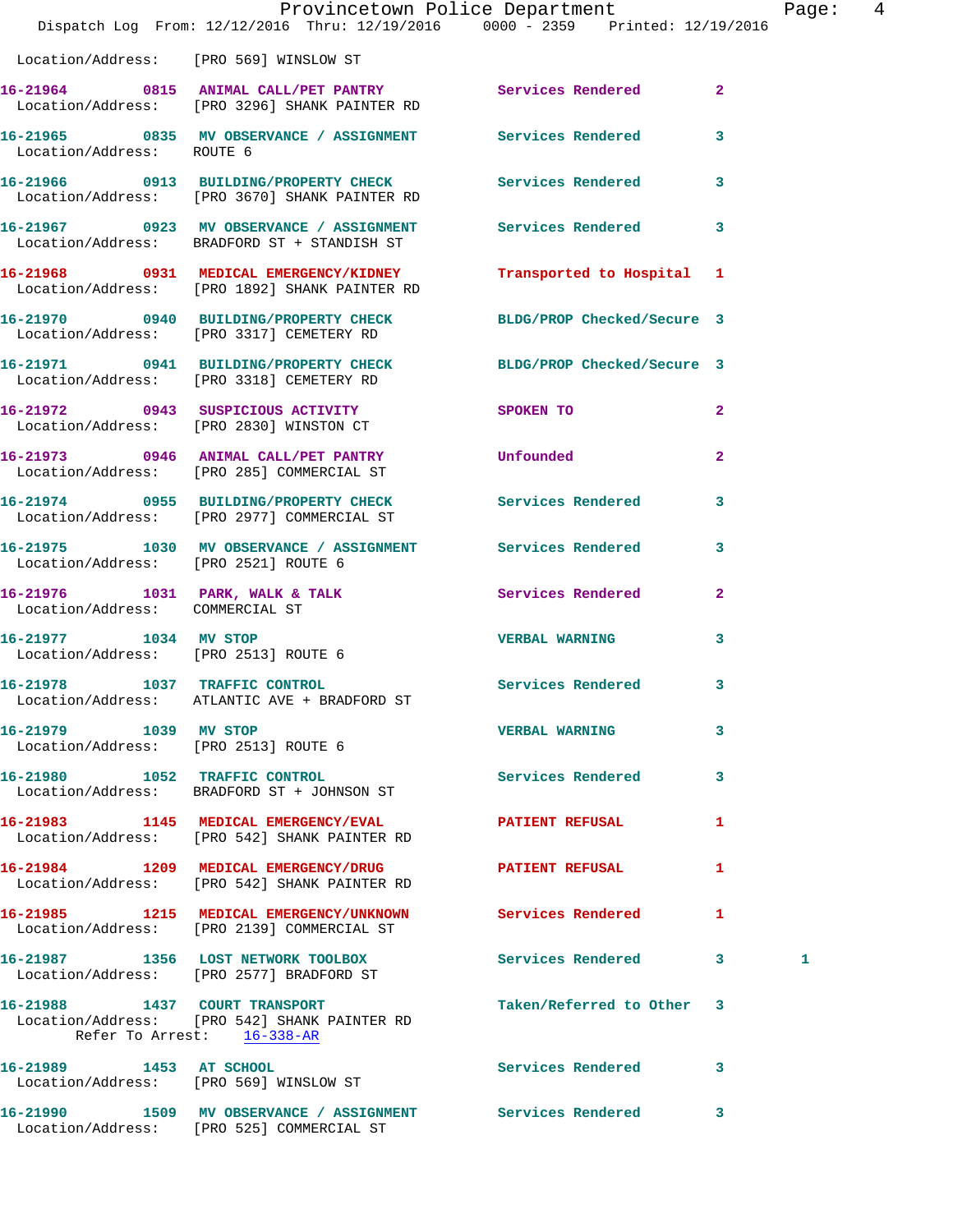Location/Address: [PRO 569] WINSLOW ST

16-21964 0815 ANIMAL CALL/PET PANTRY Services Rendered 2
Location/Address: [PRO 3296] SHANK PAINTER RD

16-21965 0835 MV OBSERVANCE / ASSIGNMENT Services Rendered 3
Location/Address: ROUTE 6

16-21966 0913 BUILDING/PROPERTY CHECK Services Rendered 3
Location/Address: [PRO 3670] SHANK PAINTER RD

16-21967 0923 MV OBSERVANCE / ASSIGNMENT Services Rendered 3
Location/Address: BRADFORD ST + STANDISH ST

16-21968 0931 MEDICAL EMERGENCY/KIDNEY Transported to Hospital 1
Location/Address: [PRO 1892] SHANK PAINTER RD

16-21970 0940 BUILDING/PROPERTY CHECK BLDG/PROP Checked/Secure 3
Location/Address: [PRO 3317] CEMETERY RD

16-21971 0941 BUILDING/PROPERTY CHECK BLDG/PROP Checked/Secure 3
Location/Address: [PRO 3318] CEMETERY RD

16-21972 0943 SUSPICIOUS ACTIVITY SPOKEN TO 2
Location/Address: [PRO 2830] WINSTON CT

16-21973 0946 ANIMAL CALL/PET PANTRY Unfounded 2
Location/Address: [PRO 285] COMMERCIAL ST

16-21974 0955 BUILDING/PROPERTY CHECK Services Rendered 3
Location/Address: [PRO 2977] COMMERCIAL ST

16-21975 1030 MV OBSERVANCE / ASSIGNMENT Services Rendered 3
Location/Address: [PRO 2521] ROUTE 6

16-21976 1031 PARK, WALK & TALK Services Rendered 2
Location/Address: COMMERCIAL ST

16-21977 1034 MV STOP VERBAL WARNING 3
Location/Address: [PRO 2513] ROUTE 6

16-21978 1037 TRAFFIC CONTROL Services Rendered 3
Location/Address: ATLANTIC AVE + BRADFORD ST

16-21979 1039 MV STOP VERBAL WARNING 3
Location/Address: [PRO 2513] ROUTE 6

16-21980 1052 TRAFFIC CONTROL Services Rendered 3
Location/Address: BRADFORD ST + JOHNSON ST

16-21983 1145 MEDICAL EMERGENCY/EVAL PATIENT REFUSAL 1
Location/Address: [PRO 542] SHANK PAINTER RD

16-21984 1209 MEDICAL EMERGENCY/DRUG PATIENT REFUSAL 1
Location/Address: [PRO 542] SHANK PAINTER RD

16-21985 1215 MEDICAL EMERGENCY/UNKNOWN Services Rendered 1
Location/Address: [PRO 2139] COMMERCIAL ST

16-21987 1356 LOST NETWORK TOOLBOX Services Rendered 3 1
Location/Address: [PRO 2577] BRADFORD ST

16-21988 1437 COURT TRANSPORT Taken/Referred to Other 3
Location/Address: [PRO 542] SHANK PAINTER RD
Refer To Arrest: 16-338-AR

16-21989 1453 AT SCHOOL Services Rendered 3
Location/Address: [PRO 569] WINSLOW ST

16-21990 1509 MV OBSERVANCE / ASSIGNMENT Services Rendered 3
Location/Address: [PRO 525] COMMERCIAL ST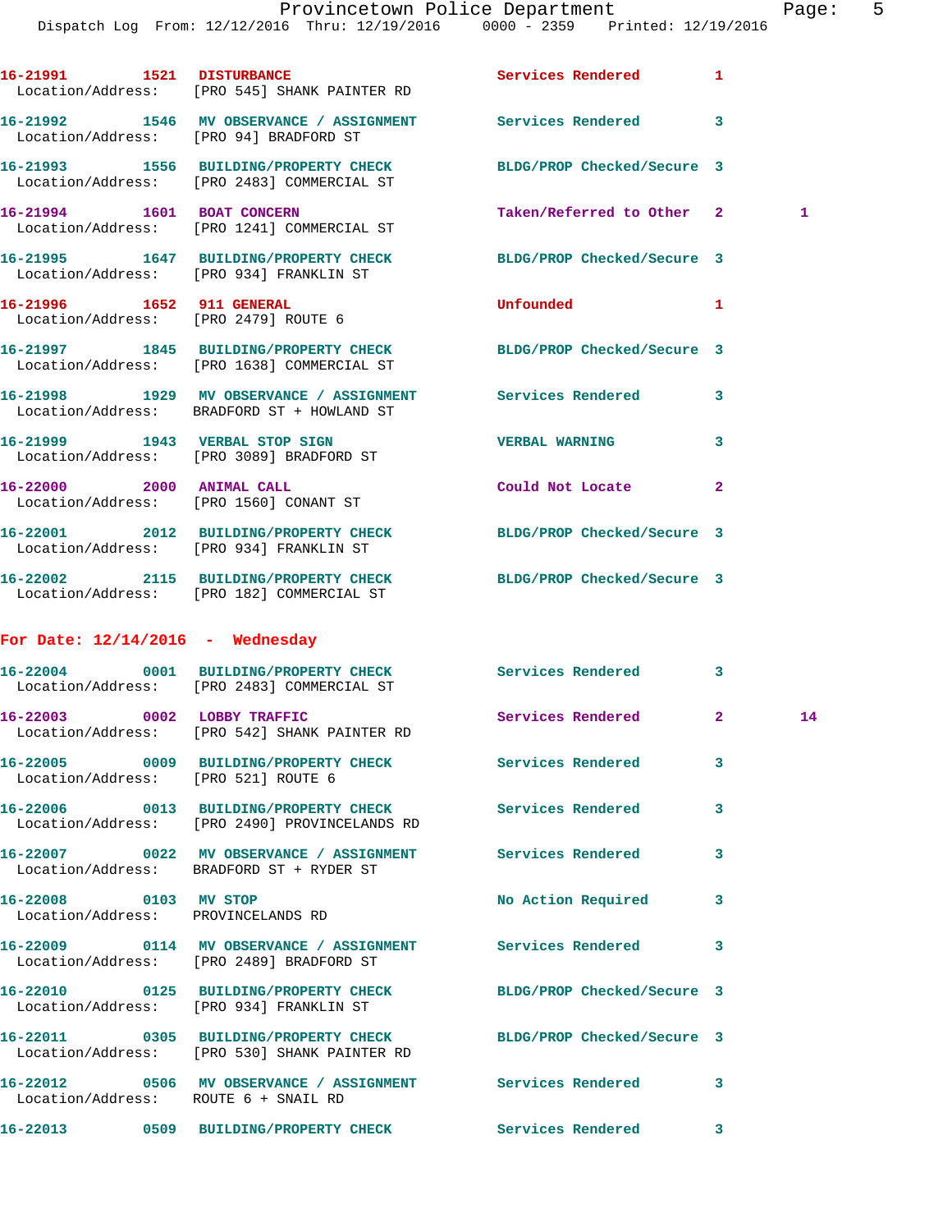16-21991 1521 DISTURBANCE Services Rendered 1
Location/Address: [PRO 545] SHANK PAINTER RD

16-21992 1546 MV OBSERVANCE / ASSIGNMENT Services Rendered 3
Location/Address: [PRO 94] BRADFORD ST

16-21993 1556 BUILDING/PROPERTY CHECK BLDG/PROP Checked/Secure 3
Location/Address: [PRO 2483] COMMERCIAL ST

16-21994 1601 BOAT CONCERN Taken/Referred to Other 2 1
Location/Address: [PRO 1241] COMMERCIAL ST

16-21995 1647 BUILDING/PROPERTY CHECK BLDG/PROP Checked/Secure 3
Location/Address: [PRO 934] FRANKLIN ST

16-21996 1652 911 GENERAL Unfounded 1
Location/Address: [PRO 2479] ROUTE 6

16-21997 1845 BUILDING/PROPERTY CHECK BLDG/PROP Checked/Secure 3
Location/Address: [PRO 1638] COMMERCIAL ST

16-21998 1929 MV OBSERVANCE / ASSIGNMENT Services Rendered 3
Location/Address: BRADFORD ST + HOWLAND ST

16-21999 1943 VERBAL STOP SIGN VERBAL WARNING 3
Location/Address: [PRO 3089] BRADFORD ST

16-22000 2000 ANIMAL CALL Could Not Locate 2
Location/Address: [PRO 1560] CONANT ST

16-22001 2012 BUILDING/PROPERTY CHECK BLDG/PROP Checked/Secure 3
Location/Address: [PRO 934] FRANKLIN ST

16-22002 2115 BUILDING/PROPERTY CHECK BLDG/PROP Checked/Secure 3
Location/Address: [PRO 182] COMMERCIAL ST

## For Date: 12/14/2016 - Wednesday

16-22004 0001 BUILDING/PROPERTY CHECK Services Rendered 3
Location/Address: [PRO 2483] COMMERCIAL ST

16-22003 0002 LOBBY TRAFFIC Services Rendered 2 14
Location/Address: [PRO 542] SHANK PAINTER RD

16-22005 0009 BUILDING/PROPERTY CHECK Services Rendered 3
Location/Address: [PRO 521] ROUTE 6

16-22006 0013 BUILDING/PROPERTY CHECK Services Rendered 3
Location/Address: [PRO 2490] PROVINCELANDS RD

16-22007 0022 MV OBSERVANCE / ASSIGNMENT Services Rendered 3
Location/Address: BRADFORD ST + RYDER ST

16-22008 0103 MV STOP No Action Required 3
Location/Address: PROVINCELANDS RD

16-22009 0114 MV OBSERVANCE / ASSIGNMENT Services Rendered 3
Location/Address: [PRO 2489] BRADFORD ST

16-22010 0125 BUILDING/PROPERTY CHECK BLDG/PROP Checked/Secure 3
Location/Address: [PRO 934] FRANKLIN ST

16-22011 0305 BUILDING/PROPERTY CHECK BLDG/PROP Checked/Secure 3
Location/Address: [PRO 530] SHANK PAINTER RD

16-22012 0506 MV OBSERVANCE / ASSIGNMENT Services Rendered 3
Location/Address: ROUTE 6 + SNAIL RD

16-22013 0509 BUILDING/PROPERTY CHECK Services Rendered 3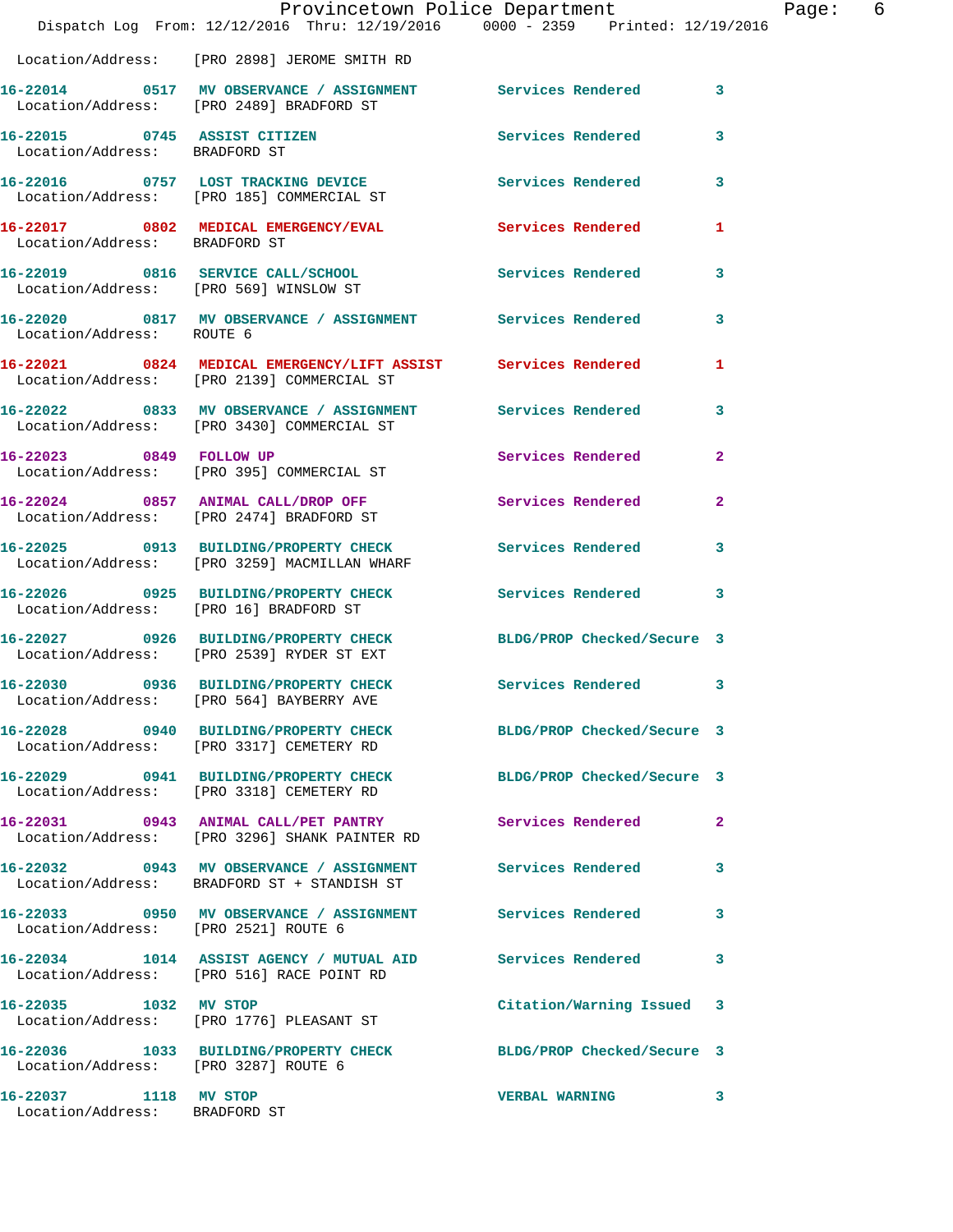Location/Address: [PRO 2898] JEROME SMITH RD

**16-22014 0517 MV OBSERVANCE / ASSIGNMENT** Services Rendered 3
Location/Address: [PRO 2489] BRADFORD ST

**16-22015 0745 ASSIST CITIZEN** Services Rendered 3
Location/Address: BRADFORD ST

**16-22016 0757 LOST TRACKING DEVICE** Services Rendered 3
Location/Address: [PRO 185] COMMERCIAL ST

**16-22017 0802 MEDICAL EMERGENCY/EVAL** Services Rendered 1
Location/Address: BRADFORD ST

**16-22019 0816 SERVICE CALL/SCHOOL** Services Rendered 3
Location/Address: [PRO 569] WINSLOW ST

**16-22020 0817 MV OBSERVANCE / ASSIGNMENT** Services Rendered 3
Location/Address: ROUTE 6

**16-22021 0824 MEDICAL EMERGENCY/LIFT ASSIST** Services Rendered 1
Location/Address: [PRO 2139] COMMERCIAL ST

**16-22022 0833 MV OBSERVANCE / ASSIGNMENT** Services Rendered 3
Location/Address: [PRO 3430] COMMERCIAL ST

**16-22023 0849 FOLLOW UP** Services Rendered 2
Location/Address: [PRO 395] COMMERCIAL ST

**16-22024 0857 ANIMAL CALL/DROP OFF** Services Rendered 2
Location/Address: [PRO 2474] BRADFORD ST

**16-22025 0913 BUILDING/PROPERTY CHECK** Services Rendered 3
Location/Address: [PRO 3259] MACMILLAN WHARF

**16-22026 0925 BUILDING/PROPERTY CHECK** Services Rendered 3
Location/Address: [PRO 16] BRADFORD ST

**16-22027 0926 BUILDING/PROPERTY CHECK** BLDG/PROP Checked/Secure 3
Location/Address: [PRO 2539] RYDER ST EXT

**16-22030 0936 BUILDING/PROPERTY CHECK** Services Rendered 3
Location/Address: [PRO 564] BAYBERRY AVE

**16-22028 0940 BUILDING/PROPERTY CHECK** BLDG/PROP Checked/Secure 3
Location/Address: [PRO 3317] CEMETERY RD

**16-22029 0941 BUILDING/PROPERTY CHECK** BLDG/PROP Checked/Secure 3
Location/Address: [PRO 3318] CEMETERY RD

**16-22031 0943 ANIMAL CALL/PET PANTRY** Services Rendered 2
Location/Address: [PRO 3296] SHANK PAINTER RD

**16-22032 0943 MV OBSERVANCE / ASSIGNMENT** Services Rendered 3
Location/Address: BRADFORD ST + STANDISH ST

**16-22033 0950 MV OBSERVANCE / ASSIGNMENT** Services Rendered 3
Location/Address: [PRO 2521] ROUTE 6

**16-22034 1014 ASSIST AGENCY / MUTUAL AID** Services Rendered 3
Location/Address: [PRO 516] RACE POINT RD

**16-22035 1032 MV STOP** Citation/Warning Issued 3
Location/Address: [PRO 1776] PLEASANT ST

**16-22036 1033 BUILDING/PROPERTY CHECK** BLDG/PROP Checked/Secure 3
Location/Address: [PRO 3287] ROUTE 6

**16-22037 1118 MV STOP** VERBAL WARNING 3
Location/Address: BRADFORD ST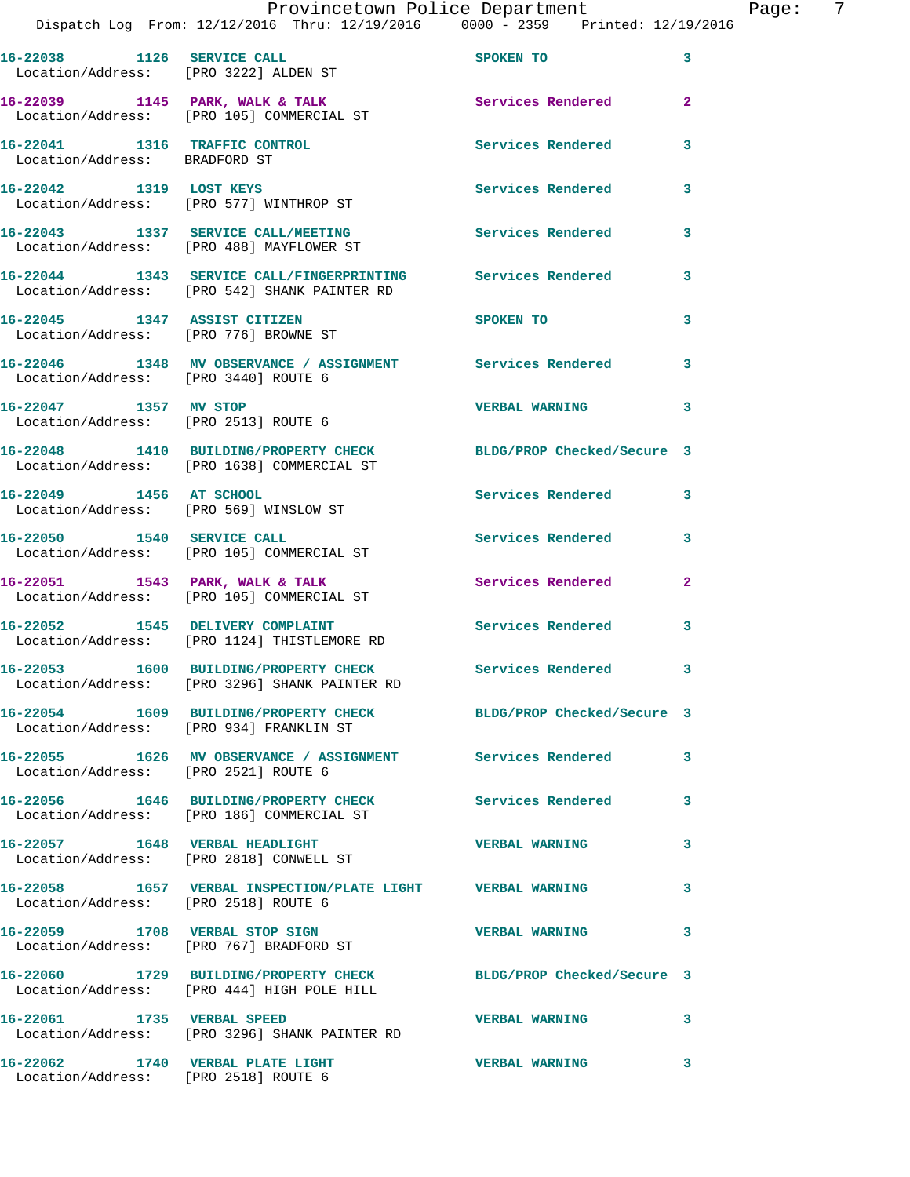16-22038 1126 SERVICE CALL SPOKEN TO 3
Location/Address: [PRO 3222] ALDEN ST

16-22039 1145 PARK, WALK & TALK Services Rendered 2
Location/Address: [PRO 105] COMMERCIAL ST

16-22041 1316 TRAFFIC CONTROL Services Rendered 3
Location/Address: BRADFORD ST

16-22042 1319 LOST KEYS Services Rendered 3
Location/Address: [PRO 577] WINTHROP ST

16-22043 1337 SERVICE CALL/MEETING Services Rendered 3
Location/Address: [PRO 488] MAYFLOWER ST

16-22044 1343 SERVICE CALL/FINGERPRINTING Services Rendered 3
Location/Address: [PRO 542] SHANK PAINTER RD

16-22045 1347 ASSIST CITIZEN SPOKEN TO 3
Location/Address: [PRO 776] BROWNE ST

16-22046 1348 MV OBSERVANCE / ASSIGNMENT Services Rendered 3
Location/Address: [PRO 3440] ROUTE 6

16-22047 1357 MV STOP VERBAL WARNING 3
Location/Address: [PRO 2513] ROUTE 6

16-22048 1410 BUILDING/PROPERTY CHECK BLDG/PROP Checked/Secure 3
Location/Address: [PRO 1638] COMMERCIAL ST

16-22049 1456 AT SCHOOL Services Rendered 3
Location/Address: [PRO 569] WINSLOW ST

16-22050 1540 SERVICE CALL Services Rendered 3
Location/Address: [PRO 105] COMMERCIAL ST

16-22051 1543 PARK, WALK & TALK Services Rendered 2
Location/Address: [PRO 105] COMMERCIAL ST

16-22052 1545 DELIVERY COMPLAINT Services Rendered 3
Location/Address: [PRO 1124] THISTLEMORE RD

16-22053 1600 BUILDING/PROPERTY CHECK Services Rendered 3
Location/Address: [PRO 3296] SHANK PAINTER RD

16-22054 1609 BUILDING/PROPERTY CHECK BLDG/PROP Checked/Secure 3
Location/Address: [PRO 934] FRANKLIN ST

16-22055 1626 MV OBSERVANCE / ASSIGNMENT Services Rendered 3
Location/Address: [PRO 2521] ROUTE 6

16-22056 1646 BUILDING/PROPERTY CHECK Services Rendered 3
Location/Address: [PRO 186] COMMERCIAL ST

16-22057 1648 VERBAL HEADLIGHT VERBAL WARNING 3
Location/Address: [PRO 2818] CONWELL ST

16-22058 1657 VERBAL INSPECTION/PLATE LIGHT VERBAL WARNING 3
Location/Address: [PRO 2518] ROUTE 6

16-22059 1708 VERBAL STOP SIGN VERBAL WARNING 3
Location/Address: [PRO 767] BRADFORD ST

16-22060 1729 BUILDING/PROPERTY CHECK BLDG/PROP Checked/Secure 3
Location/Address: [PRO 444] HIGH POLE HILL

16-22061 1735 VERBAL SPEED VERBAL WARNING 3
Location/Address: [PRO 3296] SHANK PAINTER RD

16-22062 1740 VERBAL PLATE LIGHT VERBAL WARNING 3
Location/Address: [PRO 2518] ROUTE 6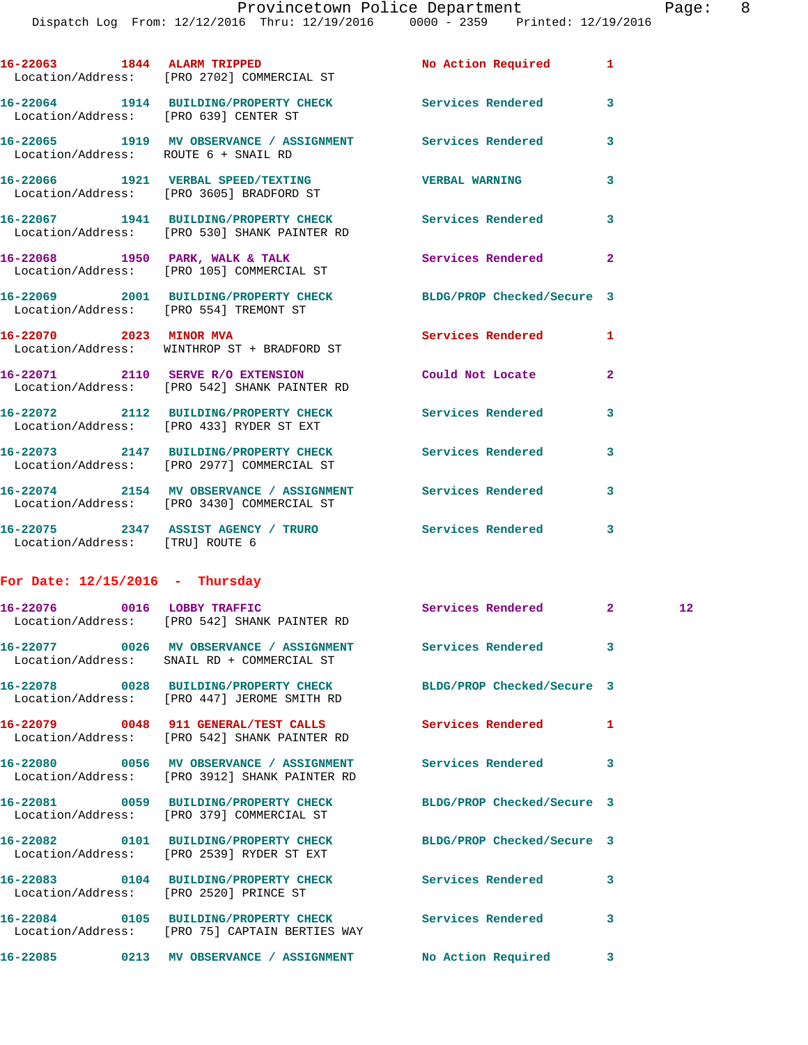16-22063 1844 ALARM TRIPPED No Action Required 1
Location/Address: [PRO 2702] COMMERCIAL ST

16-22064 1914 BUILDING/PROPERTY CHECK Services Rendered 3
Location/Address: [PRO 639] CENTER ST

16-22065 1919 MV OBSERVATION / ASSIGNMENT Services Rendered 3
Location/Address: ROUTE 6 + SNAIL RD

16-22066 1921 VERBAL SPEED/TEXTING VERBAL WARNING 3
Location/Address: [PRO 3605] BRADFORD ST

16-22067 1941 BUILDING/PROPERTY CHECK Services Rendered 3
Location/Address: [PRO 530] SHANK PAINTER RD

16-22068 1950 PARK, WALK & TALK Services Rendered 2
Location/Address: [PRO 105] COMMERCIAL ST

16-22069 2001 BUILDING/PROPERTY CHECK BLDG/PROP Checked/Secure 3
Location/Address: [PRO 554] TREMONT ST

16-22070 2023 MINOR MVA Services Rendered 1
Location/Address: WINTHROP ST + BRADFORD ST

16-22071 2110 SERVE R/O EXTENSION Could Not Locate 2
Location/Address: [PRO 542] SHANK PAINTER RD

16-22072 2112 BUILDING/PROPERTY CHECK Services Rendered 3
Location/Address: [PRO 433] RYDER ST EXT

16-22073 2147 BUILDING/PROPERTY CHECK Services Rendered 3
Location/Address: [PRO 2977] COMMERCIAL ST

16-22074 2154 MV OBSERVATION / ASSIGNMENT Services Rendered 3
Location/Address: [PRO 3430] COMMERCIAL ST

16-22075 2347 ASSIST AGENCY / TRURO Services Rendered 3
Location/Address: [TRU] ROUTE 6

**For Date: 12/15/2016 - Thursday**

16-22076 0016 LOBBY TRAFFIC Services Rendered 2 12
Location/Address: [PRO 542] SHANK PAINTER RD

16-22077 0026 MV OBSERVATION / ASSIGNMENT Services Rendered 3
Location/Address: SNAIL RD + COMMERCIAL ST

16-22078 0028 BUILDING/PROPERTY CHECK BLDG/PROP Checked/Secure 3
Location/Address: [PRO 447] JEROME SMITH RD

16-22079 0048 911 GENERAL/TEST CALLS Services Rendered 1
Location/Address: [PRO 542] SHANK PAINTER RD

16-22080 0056 MV OBSERVATION / ASSIGNMENT Services Rendered 3
Location/Address: [PRO 3912] SHANK PAINTER RD

16-22081 0059 BUILDING/PROPERTY CHECK BLDG/PROP Checked/Secure 3
Location/Address: [PRO 379] COMMERCIAL ST

16-22082 0101 BUILDING/PROPERTY CHECK BLDG/PROP Checked/Secure 3
Location/Address: [PRO 2539] RYDER ST EXT

16-22083 0104 BUILDING/PROPERTY CHECK Services Rendered 3
Location/Address: [PRO 2520] PRINCE ST

16-22084 0105 BUILDING/PROPERTY CHECK Services Rendered 3
Location/Address: [PRO 75] CAPTAIN BERTIES WAY

16-22085 0213 MV OBSERVATION / ASSIGNMENT No Action Required 3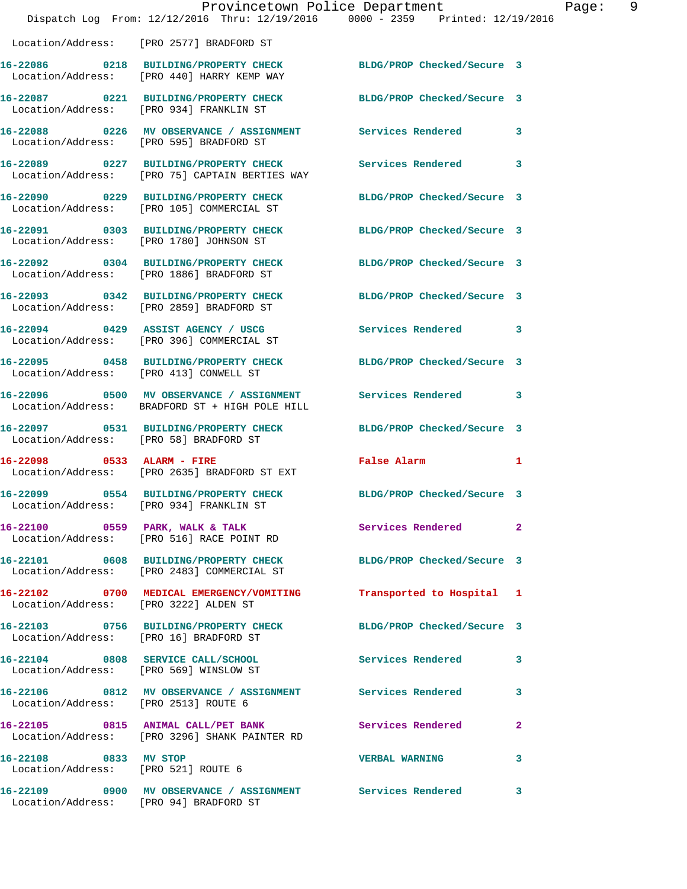Location/Address: [PRO 2577] BRADFORD ST

| Call No. | Time | Call Type | Disposition | Priority |
|---|---|---|---|---|
| 16-22086 | 0218 | BUILDING/PROPERTY CHECK | BLDG/PROP Checked/Secure | 3 |
| | | Location/Address: [PRO 440] HARRY KEMP WAY | | |
| 16-22087 | 0221 | BUILDING/PROPERTY CHECK | BLDG/PROP Checked/Secure | 3 |
| | | Location/Address: [PRO 934] FRANKLIN ST | | |
| 16-22088 | 0226 | MV OBSERVANCE / ASSIGNMENT | Services Rendered | 3 |
| | | Location/Address: [PRO 595] BRADFORD ST | | |
| 16-22089 | 0227 | BUILDING/PROPERTY CHECK | Services Rendered | 3 |
| | | Location/Address: [PRO 75] CAPTAIN BERTIES WAY | | |
| 16-22090 | 0229 | BUILDING/PROPERTY CHECK | BLDG/PROP Checked/Secure | 3 |
| | | Location/Address: [PRO 105] COMMERCIAL ST | | |
| 16-22091 | 0303 | BUILDING/PROPERTY CHECK | BLDG/PROP Checked/Secure | 3 |
| | | Location/Address: [PRO 1780] JOHNSON ST | | |
| 16-22092 | 0304 | BUILDING/PROPERTY CHECK | BLDG/PROP Checked/Secure | 3 |
| | | Location/Address: [PRO 1886] BRADFORD ST | | |
| 16-22093 | 0342 | BUILDING/PROPERTY CHECK | BLDG/PROP Checked/Secure | 3 |
| | | Location/Address: [PRO 2859] BRADFORD ST | | |
| 16-22094 | 0429 | ASSIST AGENCY / USCG | Services Rendered | 3 |
| | | Location/Address: [PRO 396] COMMERCIAL ST | | |
| 16-22095 | 0458 | BUILDING/PROPERTY CHECK | BLDG/PROP Checked/Secure | 3 |
| | | Location/Address: [PRO 413] CONWELL ST | | |
| 16-22096 | 0500 | MV OBSERVANCE / ASSIGNMENT | Services Rendered | 3 |
| | | Location/Address: BRADFORD ST + HIGH POLE HILL | | |
| 16-22097 | 0531 | BUILDING/PROPERTY CHECK | BLDG/PROP Checked/Secure | 3 |
| | | Location/Address: [PRO 58] BRADFORD ST | | |
| 16-22098 | 0533 | ALARM - FIRE | False Alarm | 1 |
| | | Location/Address: [PRO 2635] BRADFORD ST EXT | | |
| 16-22099 | 0554 | BUILDING/PROPERTY CHECK | BLDG/PROP Checked/Secure | 3 |
| | | Location/Address: [PRO 934] FRANKLIN ST | | |
| 16-22100 | 0559 | PARK, WALK & TALK | Services Rendered | 2 |
| | | Location/Address: [PRO 516] RACE POINT RD | | |
| 16-22101 | 0608 | BUILDING/PROPERTY CHECK | BLDG/PROP Checked/Secure | 3 |
| | | Location/Address: [PRO 2483] COMMERCIAL ST | | |
| 16-22102 | 0700 | MEDICAL EMERGENCY/VOMITING | Transported to Hospital | 1 |
| | | Location/Address: [PRO 3222] ALDEN ST | | |
| 16-22103 | 0756 | BUILDING/PROPERTY CHECK | BLDG/PROP Checked/Secure | 3 |
| | | Location/Address: [PRO 16] BRADFORD ST | | |
| 16-22104 | 0808 | SERVICE CALL/SCHOOL | Services Rendered | 3 |
| | | Location/Address: [PRO 569] WINSLOW ST | | |
| 16-22106 | 0812 | MV OBSERVANCE / ASSIGNMENT | Services Rendered | 3 |
| | | Location/Address: [PRO 2513] ROUTE 6 | | |
| 16-22105 | 0815 | ANIMAL CALL/PET BANK | Services Rendered | 2 |
| | | Location/Address: [PRO 3296] SHANK PAINTER RD | | |
| 16-22108 | 0833 | MV STOP | VERBAL WARNING | 3 |
| | | Location/Address: [PRO 521] ROUTE 6 | | |
| 16-22109 | 0900 | MV OBSERVANCE / ASSIGNMENT | Services Rendered | 3 |
| | | Location/Address: [PRO 94] BRADFORD ST | | |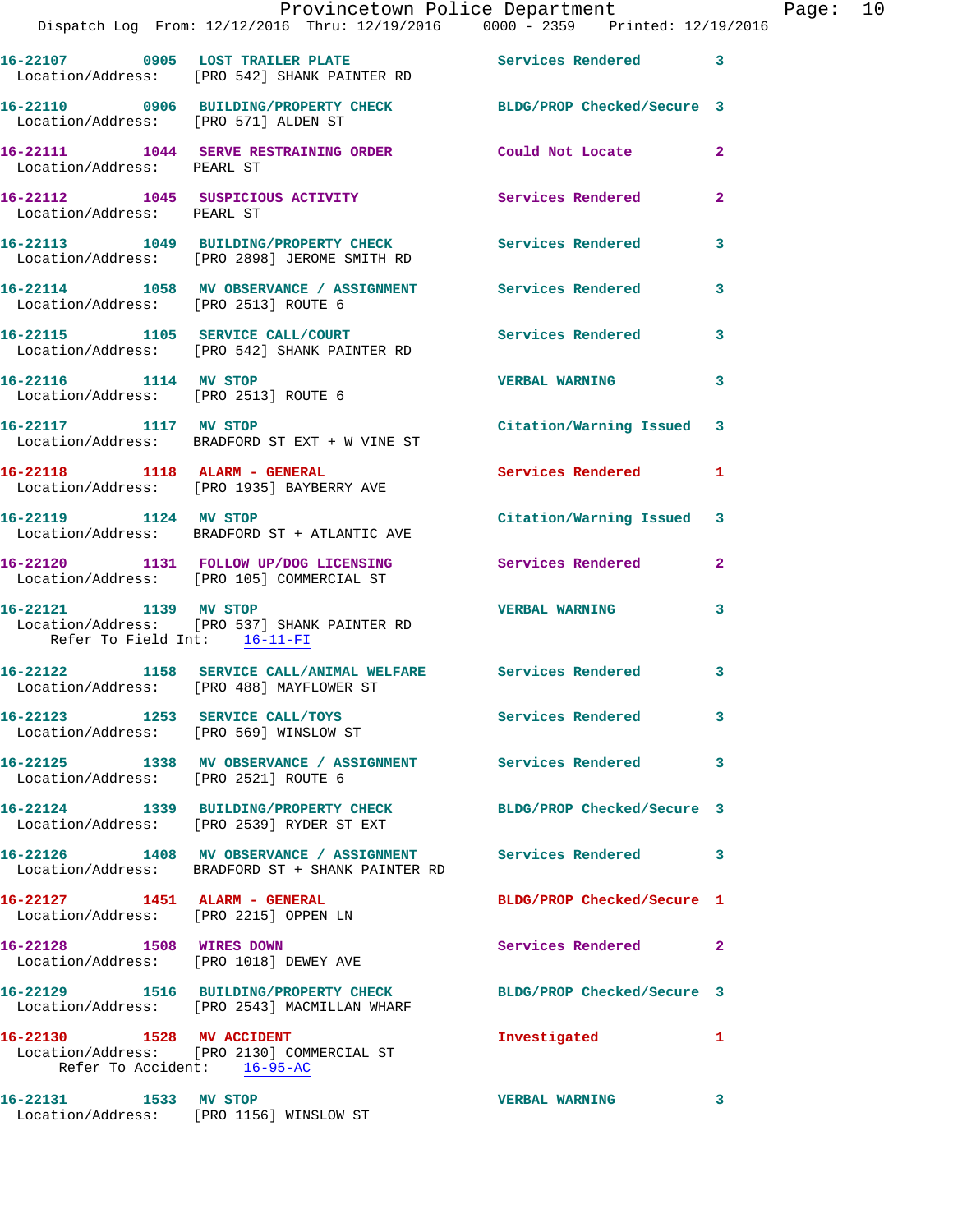16-22107 0905 LOST TRAILER PLATE Services Rendered 3
Location/Address: [PRO 542] SHANK PAINTER RD

16-22110 0906 BUILDING/PROPERTY CHECK BLDG/PROP Checked/Secure 3
Location/Address: [PRO 571] ALDEN ST

16-22111 1044 SERVE RESTRAINING ORDER Could Not Locate 2
Location/Address: PEARL ST

16-22112 1045 SUSPICIOUS ACTIVITY Services Rendered 2
Location/Address: PEARL ST

16-22113 1049 BUILDING/PROPERTY CHECK Services Rendered 3
Location/Address: [PRO 2898] JEROME SMITH RD

16-22114 1058 MV OBSERVANCE / ASSIGNMENT Services Rendered 3
Location/Address: [PRO 2513] ROUTE 6

16-22115 1105 SERVICE CALL/COURT Services Rendered 3
Location/Address: [PRO 542] SHANK PAINTER RD

16-22116 1114 MV STOP VERBAL WARNING 3
Location/Address: [PRO 2513] ROUTE 6

16-22117 1117 MV STOP Citation/Warning Issued 3
Location/Address: BRADFORD ST EXT + W VINE ST

16-22118 1118 ALARM - GENERAL Services Rendered 1
Location/Address: [PRO 1935] BAYBERRY AVE

16-22119 1124 MV STOP Citation/Warning Issued 3
Location/Address: BRADFORD ST + ATLANTIC AVE

16-22120 1131 FOLLOW UP/DOG LICENSING Services Rendered 2
Location/Address: [PRO 105] COMMERCIAL ST

16-22121 1139 MV STOP VERBAL WARNING 3
Location/Address: [PRO 537] SHANK PAINTER RD
Refer To Field Int: 16-11-FI

16-22122 1158 SERVICE CALL/ANIMAL WELFARE Services Rendered 3
Location/Address: [PRO 488] MAYFLOWER ST

16-22123 1253 SERVICE CALL/TOYS Services Rendered 3
Location/Address: [PRO 569] WINSLOW ST

16-22125 1338 MV OBSERVANCE / ASSIGNMENT Services Rendered 3
Location/Address: [PRO 2521] ROUTE 6

16-22124 1339 BUILDING/PROPERTY CHECK BLDG/PROP Checked/Secure 3
Location/Address: [PRO 2539] RYDER ST EXT

16-22126 1408 MV OBSERVANCE / ASSIGNMENT Services Rendered 3
Location/Address: BRADFORD ST + SHANK PAINTER RD

16-22127 1451 ALARM - GENERAL BLDG/PROP Checked/Secure 1
Location/Address: [PRO 2215] OPPEN LN

16-22128 1508 WIRES DOWN Services Rendered 2
Location/Address: [PRO 1018] DEWEY AVE

16-22129 1516 BUILDING/PROPERTY CHECK BLDG/PROP Checked/Secure 3
Location/Address: [PRO 2543] MACMILLAN WHARF

16-22130 1528 MV ACCIDENT Investigated 1
Location/Address: [PRO 2130] COMMERCIAL ST
Refer To Accident: 16-95-AC

16-22131 1533 MV STOP VERBAL WARNING 3
Location/Address: [PRO 1156] WINSLOW ST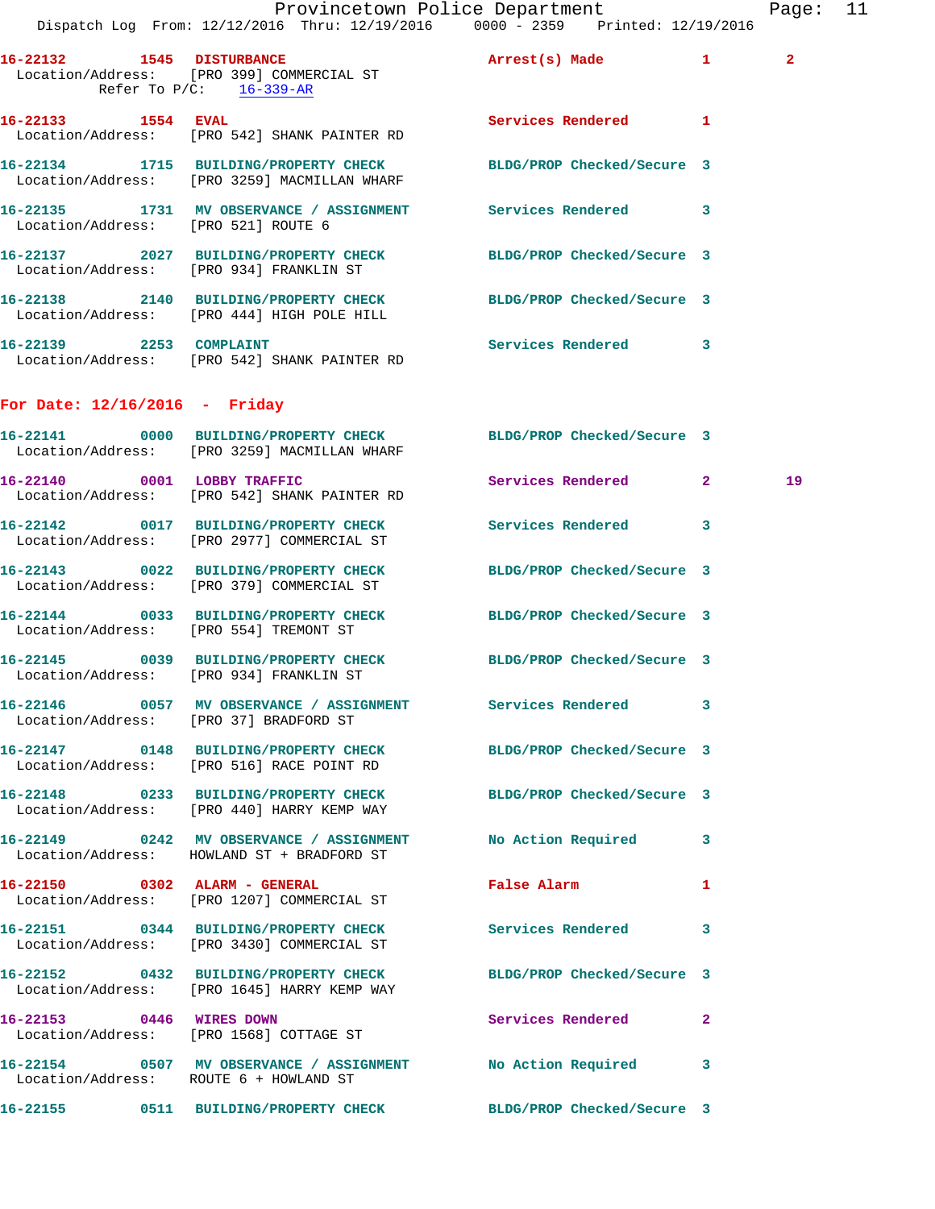**16-22132** 1545 **DISTURBANCE** Arrest(s) Made 1 2
Location/Address: [PRO 399] COMMERCIAL ST
Refer To P/C: 16-339-AR

**16-22133** 1554 **EVAL** Services Rendered 1
Location/Address: [PRO 542] SHANK PAINTER RD

**16-22134** 1715 **BUILDING/PROPERTY CHECK** BLDG/PROP Checked/Secure 3
Location/Address: [PRO 3259] MACMILLAN WHARF

**16-22135** 1731 **MV OBSERVANCE / ASSIGNMENT** Services Rendered 3
Location/Address: [PRO 521] ROUTE 6

**16-22137** 2027 **BUILDING/PROPERTY CHECK** BLDG/PROP Checked/Secure 3
Location/Address: [PRO 934] FRANKLIN ST

**16-22138** 2140 **BUILDING/PROPERTY CHECK** BLDG/PROP Checked/Secure 3
Location/Address: [PRO 444] HIGH POLE HILL

**16-22139** 2253 **COMPLAINT** Services Rendered 3
Location/Address: [PRO 542] SHANK PAINTER RD

## For Date: 12/16/2016 - Friday

**16-22141** 0000 **BUILDING/PROPERTY CHECK** BLDG/PROP Checked/Secure 3
Location/Address: [PRO 3259] MACMILLAN WHARF

**16-22140** 0001 **LOBBY TRAFFIC** Services Rendered 2 19
Location/Address: [PRO 542] SHANK PAINTER RD

**16-22142** 0017 **BUILDING/PROPERTY CHECK** Services Rendered 3
Location/Address: [PRO 2977] COMMERCIAL ST

**16-22143** 0022 **BUILDING/PROPERTY CHECK** BLDG/PROP Checked/Secure 3
Location/Address: [PRO 379] COMMERCIAL ST

**16-22144** 0033 **BUILDING/PROPERTY CHECK** BLDG/PROP Checked/Secure 3
Location/Address: [PRO 554] TREMONT ST

**16-22145** 0039 **BUILDING/PROPERTY CHECK** BLDG/PROP Checked/Secure 3
Location/Address: [PRO 934] FRANKLIN ST

**16-22146** 0057 **MV OBSERVANCE / ASSIGNMENT** Services Rendered 3
Location/Address: [PRO 37] BRADFORD ST

**16-22147** 0148 **BUILDING/PROPERTY CHECK** BLDG/PROP Checked/Secure 3
Location/Address: [PRO 516] RACE POINT RD

**16-22148** 0233 **BUILDING/PROPERTY CHECK** BLDG/PROP Checked/Secure 3
Location/Address: [PRO 440] HARRY KEMP WAY

**16-22149** 0242 **MV OBSERVANCE / ASSIGNMENT** No Action Required 3
Location/Address: HOWLAND ST + BRADFORD ST

**16-22150** 0302 **ALARM - GENERAL** False Alarm 1
Location/Address: [PRO 1207] COMMERCIAL ST

**16-22151** 0344 **BUILDING/PROPERTY CHECK** Services Rendered 3
Location/Address: [PRO 3430] COMMERCIAL ST

**16-22152** 0432 **BUILDING/PROPERTY CHECK** BLDG/PROP Checked/Secure 3
Location/Address: [PRO 1645] HARRY KEMP WAY

**16-22153** 0446 **WIRES DOWN** Services Rendered 2
Location/Address: [PRO 1568] COTTAGE ST

**16-22154** 0507 **MV OBSERVANCE / ASSIGNMENT** No Action Required 3
Location/Address: ROUTE 6 + HOWLAND ST

**16-22155** 0511 **BUILDING/PROPERTY CHECK** BLDG/PROP Checked/Secure 3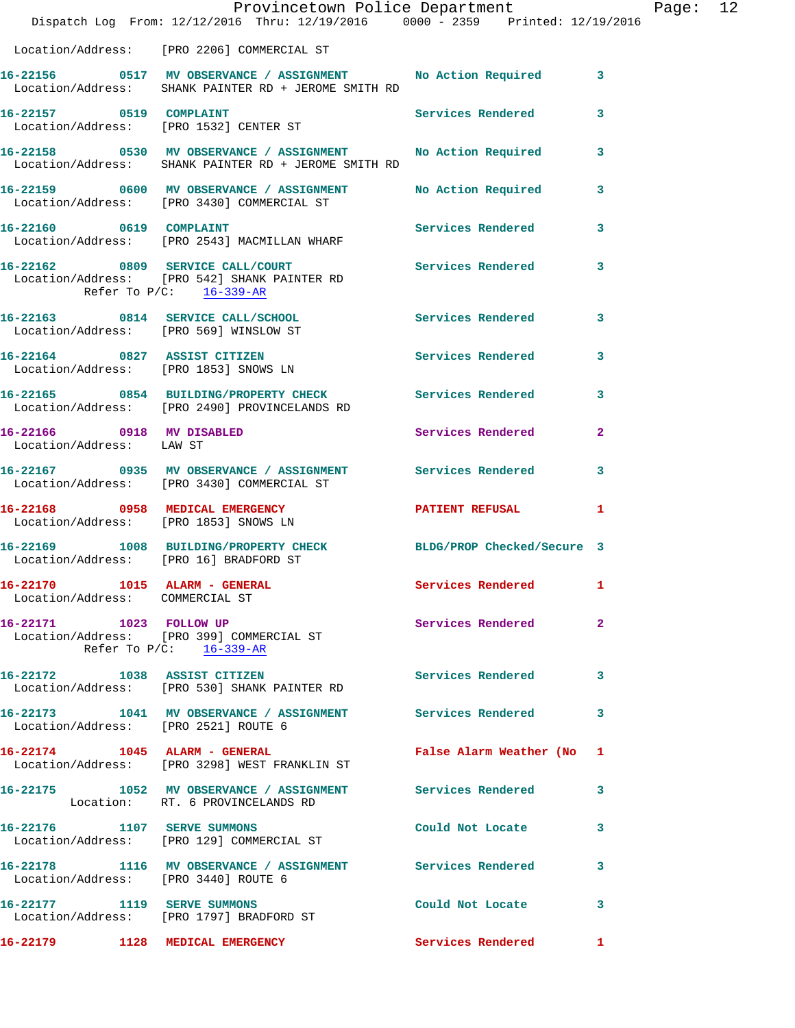Location/Address: [PRO 2206] COMMERCIAL ST

**16-22156** 0517 **MV OBSERVANCE / ASSIGNMENT** No Action Required 3
Location/Address: SHANK PAINTER RD + JEROME SMITH RD

**16-22157** 0519 **COMPLAINT** Services Rendered 3
Location/Address: [PRO 1532] CENTER ST

**16-22158** 0530 **MV OBSERVANCE / ASSIGNMENT** No Action Required 3
Location/Address: SHANK PAINTER RD + JEROME SMITH RD

**16-22159** 0600 **MV OBSERVANCE / ASSIGNMENT** No Action Required 3
Location/Address: [PRO 3430] COMMERCIAL ST

**16-22160** 0619 **COMPLAINT** Services Rendered 3
Location/Address: [PRO 2543] MACMILLAN WHARF

**16-22162** 0809 **SERVICE CALL/COURT** Services Rendered 3
Location/Address: [PRO 542] SHANK PAINTER RD
Refer To P/C: 16-339-AR

**16-22163** 0814 **SERVICE CALL/SCHOOL** Services Rendered 3
Location/Address: [PRO 569] WINSLOW ST

**16-22164** 0827 **ASSIST CITIZEN** Services Rendered 3
Location/Address: [PRO 1853] SNOWS LN

**16-22165** 0854 **BUILDING/PROPERTY CHECK** Services Rendered 3
Location/Address: [PRO 2490] PROVINCELANDS RD

**16-22166** 0918 **MV DISABLED** Services Rendered 2
Location/Address: LAW ST

**16-22167** 0935 **MV OBSERVANCE / ASSIGNMENT** Services Rendered 3
Location/Address: [PRO 3430] COMMERCIAL ST

**16-22168** 0958 **MEDICAL EMERGENCY** PATIENT REFUSAL 1
Location/Address: [PRO 1853] SNOWS LN

**16-22169** 1008 **BUILDING/PROPERTY CHECK** BLDG/PROP Checked/Secure 3
Location/Address: [PRO 16] BRADFORD ST

**16-22170** 1015 **ALARM - GENERAL** Services Rendered 1
Location/Address: COMMERCIAL ST

**16-22171** 1023 **FOLLOW UP** Services Rendered 2
Location/Address: [PRO 399] COMMERCIAL ST
Refer To P/C: 16-339-AR

**16-22172** 1038 **ASSIST CITIZEN** Services Rendered 3
Location/Address: [PRO 530] SHANK PAINTER RD

**16-22173** 1041 **MV OBSERVANCE / ASSIGNMENT** Services Rendered 3
Location/Address: [PRO 2521] ROUTE 6

**16-22174** 1045 **ALARM - GENERAL** False Alarm Weather (No 1
Location/Address: [PRO 3298] WEST FRANKLIN ST

**16-22175** 1052 **MV OBSERVANCE / ASSIGNMENT** Services Rendered 3
Location: RT. 6 PROVINCELANDS RD

**16-22176** 1107 **SERVE SUMMONS** Could Not Locate 3
Location/Address: [PRO 129] COMMERCIAL ST

**16-22178** 1116 **MV OBSERVANCE / ASSIGNMENT** Services Rendered 3
Location/Address: [PRO 3440] ROUTE 6

**16-22177** 1119 **SERVE SUMMONS** Could Not Locate 3
Location/Address: [PRO 1797] BRADFORD ST

**16-22179** 1128 **MEDICAL EMERGENCY** Services Rendered 1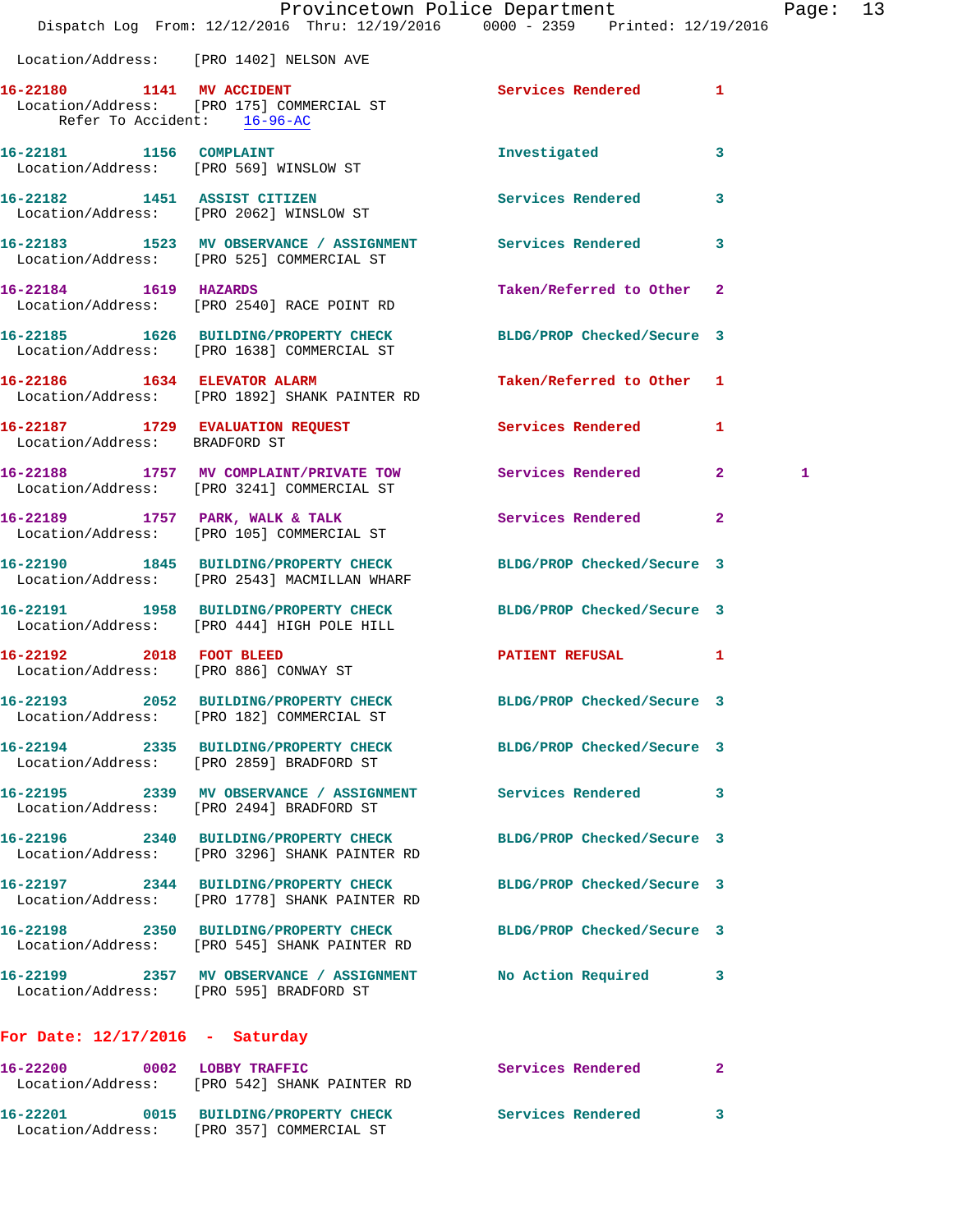Location/Address: [PRO 1402] NELSON AVE

**16-22180** 1141 **MV ACCIDENT** Services Rendered 1
Location/Address: [PRO 175] COMMERCIAL ST
Refer To Accident: 16-96-AC

**16-22181** 1156 **COMPLAINT** Investigated 3
Location/Address: [PRO 569] WINSLOW ST

**16-22182** 1451 **ASSIST CITIZEN** Services Rendered 3
Location/Address: [PRO 2062] WINSLOW ST

**16-22183** 1523 **MV OBSERVANCE / ASSIGNMENT** Services Rendered 3
Location/Address: [PRO 525] COMMERCIAL ST

**16-22184** 1619 **HAZARDS** Taken/Referred to Other 2
Location/Address: [PRO 2540] RACE POINT RD

**16-22185** 1626 **BUILDING/PROPERTY CHECK** BLDG/PROP Checked/Secure 3
Location/Address: [PRO 1638] COMMERCIAL ST

**16-22186** 1634 **ELEVATOR ALARM** Taken/Referred to Other 1
Location/Address: [PRO 1892] SHANK PAINTER RD

**16-22187** 1729 **EVALUATION REQUEST** Services Rendered 1
Location/Address: BRADFORD ST

**16-22188** 1757 **MV COMPLAINT/PRIVATE TOW** Services Rendered 2 1
Location/Address: [PRO 3241] COMMERCIAL ST

**16-22189** 1757 **PARK, WALK & TALK** Services Rendered 2
Location/Address: [PRO 105] COMMERCIAL ST

**16-22190** 1845 **BUILDING/PROPERTY CHECK** BLDG/PROP Checked/Secure 3
Location/Address: [PRO 2543] MACMILLAN WHARF

**16-22191** 1958 **BUILDING/PROPERTY CHECK** BLDG/PROP Checked/Secure 3
Location/Address: [PRO 444] HIGH POLE HILL

**16-22192** 2018 **FOOT BLEED** PATIENT REFUSAL 1
Location/Address: [PRO 886] CONWAY ST

**16-22193** 2052 **BUILDING/PROPERTY CHECK** BLDG/PROP Checked/Secure 3
Location/Address: [PRO 182] COMMERCIAL ST

**16-22194** 2335 **BUILDING/PROPERTY CHECK** BLDG/PROP Checked/Secure 3
Location/Address: [PRO 2859] BRADFORD ST

**16-22195** 2339 **MV OBSERVANCE / ASSIGNMENT** Services Rendered 3
Location/Address: [PRO 2494] BRADFORD ST

**16-22196** 2340 **BUILDING/PROPERTY CHECK** BLDG/PROP Checked/Secure 3
Location/Address: [PRO 3296] SHANK PAINTER RD

**16-22197** 2344 **BUILDING/PROPERTY CHECK** BLDG/PROP Checked/Secure 3
Location/Address: [PRO 1778] SHANK PAINTER RD

**16-22198** 2350 **BUILDING/PROPERTY CHECK** BLDG/PROP Checked/Secure 3
Location/Address: [PRO 545] SHANK PAINTER RD

**16-22199** 2357 **MV OBSERVANCE / ASSIGNMENT** No Action Required 3
Location/Address: [PRO 595] BRADFORD ST

## For Date: 12/17/2016 - Saturday

**16-22200** 0002 **LOBBY TRAFFIC** Services Rendered 2
Location/Address: [PRO 542] SHANK PAINTER RD

**16-22201** 0015 **BUILDING/PROPERTY CHECK** Services Rendered 3
Location/Address: [PRO 357] COMMERCIAL ST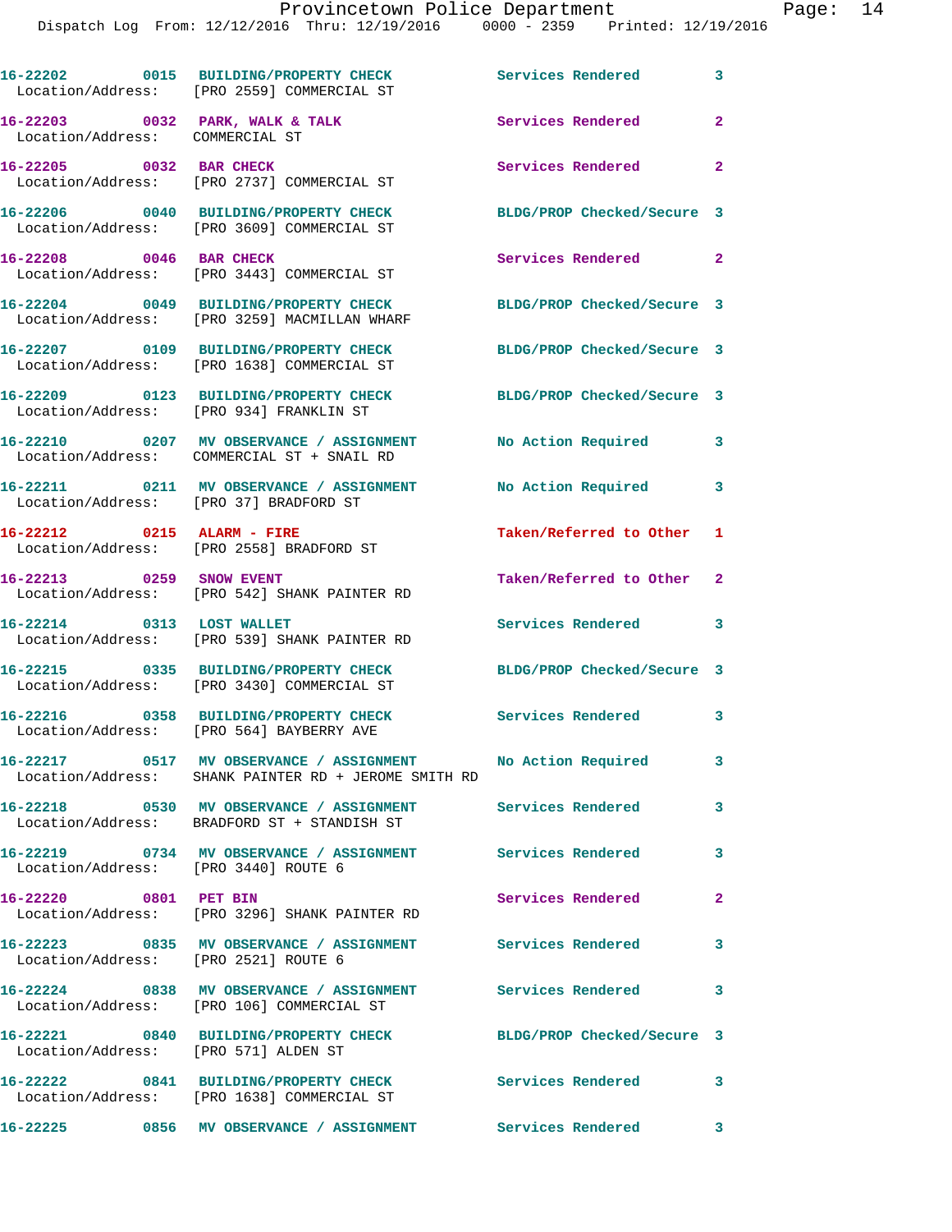16-22202 0015 BUILDING/PROPERTY CHECK Services Rendered 3
Location/Address: [PRO 2559] COMMERCIAL ST

16-22203 0032 PARK, WALK & TALK Services Rendered 2
Location/Address: COMMERCIAL ST

16-22205 0032 BAR CHECK Services Rendered 2
Location/Address: [PRO 2737] COMMERCIAL ST

16-22206 0040 BUILDING/PROPERTY CHECK BLDG/PROP Checked/Secure 3
Location/Address: [PRO 3609] COMMERCIAL ST

16-22208 0046 BAR CHECK Services Rendered 2
Location/Address: [PRO 3443] COMMERCIAL ST

16-22204 0049 BUILDING/PROPERTY CHECK BLDG/PROP Checked/Secure 3
Location/Address: [PRO 3259] MACMILLAN WHARF

16-22207 0109 BUILDING/PROPERTY CHECK BLDG/PROP Checked/Secure 3
Location/Address: [PRO 1638] COMMERCIAL ST

16-22209 0123 BUILDING/PROPERTY CHECK BLDG/PROP Checked/Secure 3
Location/Address: [PRO 934] FRANKLIN ST

16-22210 0207 MV OBSERVANCE / ASSIGNMENT No Action Required 3
Location/Address: COMMERCIAL ST + SNAIL RD

16-22211 0211 MV OBSERVANCE / ASSIGNMENT No Action Required 3
Location/Address: [PRO 37] BRADFORD ST

16-22212 0215 ALARM - FIRE Taken/Referred to Other 1
Location/Address: [PRO 2558] BRADFORD ST

16-22213 0259 SNOW EVENT Taken/Referred to Other 2
Location/Address: [PRO 542] SHANK PAINTER RD

16-22214 0313 LOST WALLET Services Rendered 3
Location/Address: [PRO 539] SHANK PAINTER RD

16-22215 0335 BUILDING/PROPERTY CHECK BLDG/PROP Checked/Secure 3
Location/Address: [PRO 3430] COMMERCIAL ST

16-22216 0358 BUILDING/PROPERTY CHECK Services Rendered 3
Location/Address: [PRO 564] BAYBERRY AVE

16-22217 0517 MV OBSERVANCE / ASSIGNMENT No Action Required 3
Location/Address: SHANK PAINTER RD + JEROME SMITH RD

16-22218 0530 MV OBSERVANCE / ASSIGNMENT Services Rendered 3
Location/Address: BRADFORD ST + STANDISH ST

16-22219 0734 MV OBSERVANCE / ASSIGNMENT Services Rendered 3
Location/Address: [PRO 3440] ROUTE 6

16-22220 0801 PET BIN Services Rendered 2
Location/Address: [PRO 3296] SHANK PAINTER RD

16-22223 0835 MV OBSERVANCE / ASSIGNMENT Services Rendered 3
Location/Address: [PRO 2521] ROUTE 6

16-22224 0838 MV OBSERVANCE / ASSIGNMENT Services Rendered 3
Location/Address: [PRO 106] COMMERCIAL ST

16-22221 0840 BUILDING/PROPERTY CHECK BLDG/PROP Checked/Secure 3
Location/Address: [PRO 571] ALDEN ST

16-22222 0841 BUILDING/PROPERTY CHECK Services Rendered 3
Location/Address: [PRO 1638] COMMERCIAL ST

16-22225 0856 MV OBSERVANCE / ASSIGNMENT Services Rendered 3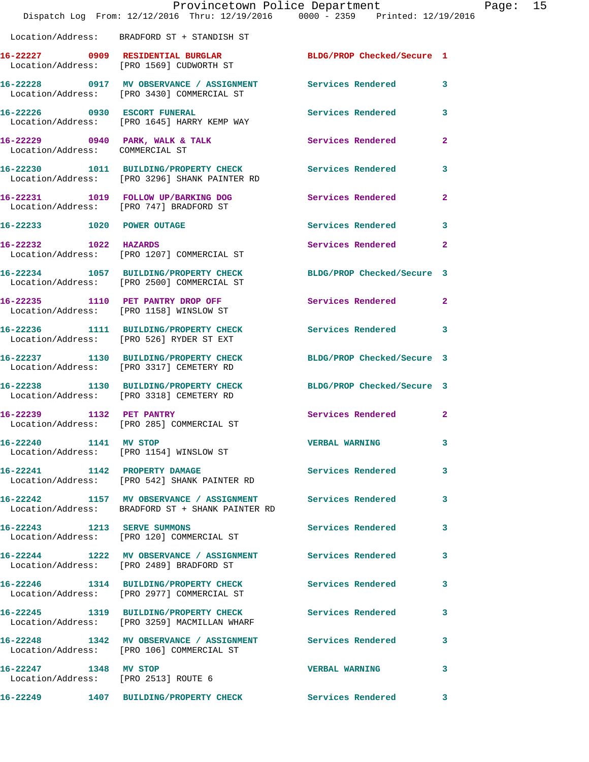Location/Address: BRADFORD ST + STANDISH ST

**16-22227 0909 RESIDENTIAL BURGLAR** BLDG/PROP Checked/Secure 1
Location/Address: [PRO 1569] CUDWORTH ST

**16-22228 0917 MV OBSERVANCE / ASSIGNMENT** Services Rendered 3
Location/Address: [PRO 3430] COMMERCIAL ST

**16-22226 0930 ESCORT FUNERAL** Services Rendered 3
Location/Address: [PRO 1645] HARRY KEMP WAY

**16-22229 0940 PARK, WALK & TALK** Services Rendered 2
Location/Address: COMMERCIAL ST

**16-22230 1011 BUILDING/PROPERTY CHECK** Services Rendered 3
Location/Address: [PRO 3296] SHANK PAINTER RD

**16-22231 1019 FOLLOW UP/BARKING DOG** Services Rendered 2
Location/Address: [PRO 747] BRADFORD ST

**16-22233 1020 POWER OUTAGE** Services Rendered 3

**16-22232 1022 HAZARDS** Services Rendered 2
Location/Address: [PRO 1207] COMMERCIAL ST

**16-22234 1057 BUILDING/PROPERTY CHECK** BLDG/PROP Checked/Secure 3
Location/Address: [PRO 2500] COMMERCIAL ST

**16-22235 1110 PET PANTRY DROP OFF** Services Rendered 2
Location/Address: [PRO 1158] WINSLOW ST

**16-22236 1111 BUILDING/PROPERTY CHECK** Services Rendered 3
Location/Address: [PRO 526] RYDER ST EXT

**16-22237 1130 BUILDING/PROPERTY CHECK** BLDG/PROP Checked/Secure 3
Location/Address: [PRO 3317] CEMETERY RD

**16-22238 1130 BUILDING/PROPERTY CHECK** BLDG/PROP Checked/Secure 3
Location/Address: [PRO 3318] CEMETERY RD

**16-22239 1132 PET PANTRY** Services Rendered 2
Location/Address: [PRO 285] COMMERCIAL ST

**16-22240 1141 MV STOP** VERBAL WARNING 3
Location/Address: [PRO 1154] WINSLOW ST

**16-22241 1142 PROPERTY DAMAGE** Services Rendered 3
Location/Address: [PRO 542] SHANK PAINTER RD

**16-22242 1157 MV OBSERVANCE / ASSIGNMENT** Services Rendered 3
Location/Address: BRADFORD ST + SHANK PAINTER RD

**16-22243 1213 SERVE SUMMONS** Services Rendered 3
Location/Address: [PRO 120] COMMERCIAL ST

**16-22244 1222 MV OBSERVANCE / ASSIGNMENT** Services Rendered 3
Location/Address: [PRO 2489] BRADFORD ST

**16-22246 1314 BUILDING/PROPERTY CHECK** Services Rendered 3
Location/Address: [PRO 2977] COMMERCIAL ST

**16-22245 1319 BUILDING/PROPERTY CHECK** Services Rendered 3
Location/Address: [PRO 3259] MACMILLAN WHARF

**16-22248 1342 MV OBSERVANCE / ASSIGNMENT** Services Rendered 3
Location/Address: [PRO 106] COMMERCIAL ST

**16-22247 1348 MV STOP** VERBAL WARNING 3
Location/Address: [PRO 2513] ROUTE 6

**16-22249 1407 BUILDING/PROPERTY CHECK** Services Rendered 3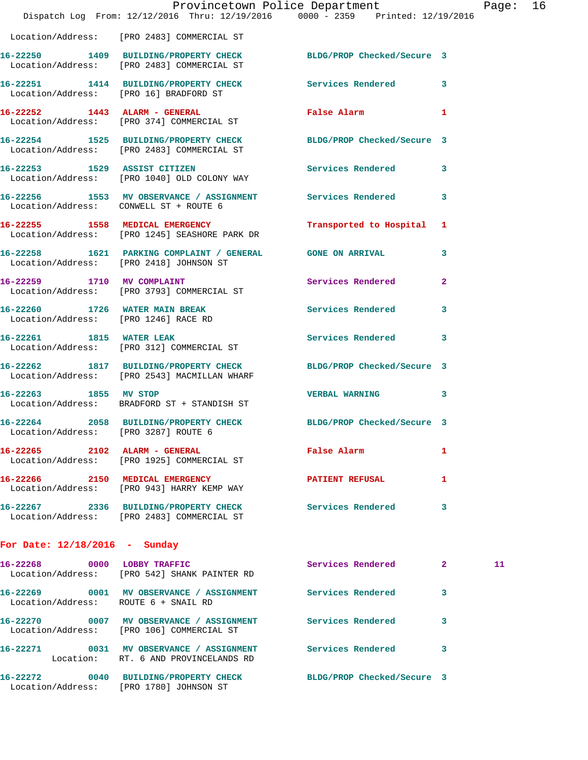Location/Address: [PRO 2483] COMMERCIAL ST

16-22250 1409 BUILDING/PROPERTY CHECK BLDG/PROP Checked/Secure 3
Location/Address: [PRO 2483] COMMERCIAL ST

16-22251 1414 BUILDING/PROPERTY CHECK Services Rendered 3
Location/Address: [PRO 16] BRADFORD ST

16-22252 1443 ALARM - GENERAL False Alarm 1
Location/Address: [PRO 374] COMMERCIAL ST

16-22254 1525 BUILDING/PROPERTY CHECK BLDG/PROP Checked/Secure 3
Location/Address: [PRO 2483] COMMERCIAL ST

16-22253 1529 ASSIST CITIZEN Services Rendered 3
Location/Address: [PRO 1040] OLD COLONY WAY

16-22256 1553 MV OBSERVANCE / ASSIGNMENT Services Rendered 3
Location/Address: CONWELL ST + ROUTE 6

16-22255 1558 MEDICAL EMERGENCY Transported to Hospital 1
Location/Address: [PRO 1245] SEASHORE PARK DR

16-22258 1621 PARKING COMPLAINT / GENERAL GONE ON ARRIVAL 3
Location/Address: [PRO 2418] JOHNSON ST

16-22259 1710 MV COMPLAINT Services Rendered 2
Location/Address: [PRO 3793] COMMERCIAL ST

16-22260 1726 WATER MAIN BREAK Services Rendered 3
Location/Address: [PRO 1246] RACE RD

16-22261 1815 WATER LEAK Services Rendered 3
Location/Address: [PRO 312] COMMERCIAL ST

16-22262 1817 BUILDING/PROPERTY CHECK BLDG/PROP Checked/Secure 3
Location/Address: [PRO 2543] MACMILLAN WHARF

16-22263 1855 MV STOP VERBAL WARNING 3
Location/Address: BRADFORD ST + STANDISH ST

16-22264 2058 BUILDING/PROPERTY CHECK BLDG/PROP Checked/Secure 3
Location/Address: [PRO 3287] ROUTE 6

16-22265 2102 ALARM - GENERAL False Alarm 1
Location/Address: [PRO 1925] COMMERCIAL ST

16-22266 2150 MEDICAL EMERGENCY PATIENT REFUSAL 1
Location/Address: [PRO 943] HARRY KEMP WAY

16-22267 2336 BUILDING/PROPERTY CHECK Services Rendered 3
Location/Address: [PRO 2483] COMMERCIAL ST

## For Date: 12/18/2016 - Sunday

16-22268 0000 LOBBY TRAFFIC Services Rendered 2 11
Location/Address: [PRO 542] SHANK PAINTER RD

16-22269 0001 MV OBSERVANCE / ASSIGNMENT Services Rendered 3
Location/Address: ROUTE 6 + SNAIL RD

16-22270 0007 MV OBSERVANCE / ASSIGNMENT Services Rendered 3
Location/Address: [PRO 106] COMMERCIAL ST

16-22271 0031 MV OBSERVANCE / ASSIGNMENT Services Rendered 3
Location: RT. 6 AND PROVINCELANDS RD

16-22272 0040 BUILDING/PROPERTY CHECK BLDG/PROP Checked/Secure 3
Location/Address: [PRO 1780] JOHNSON ST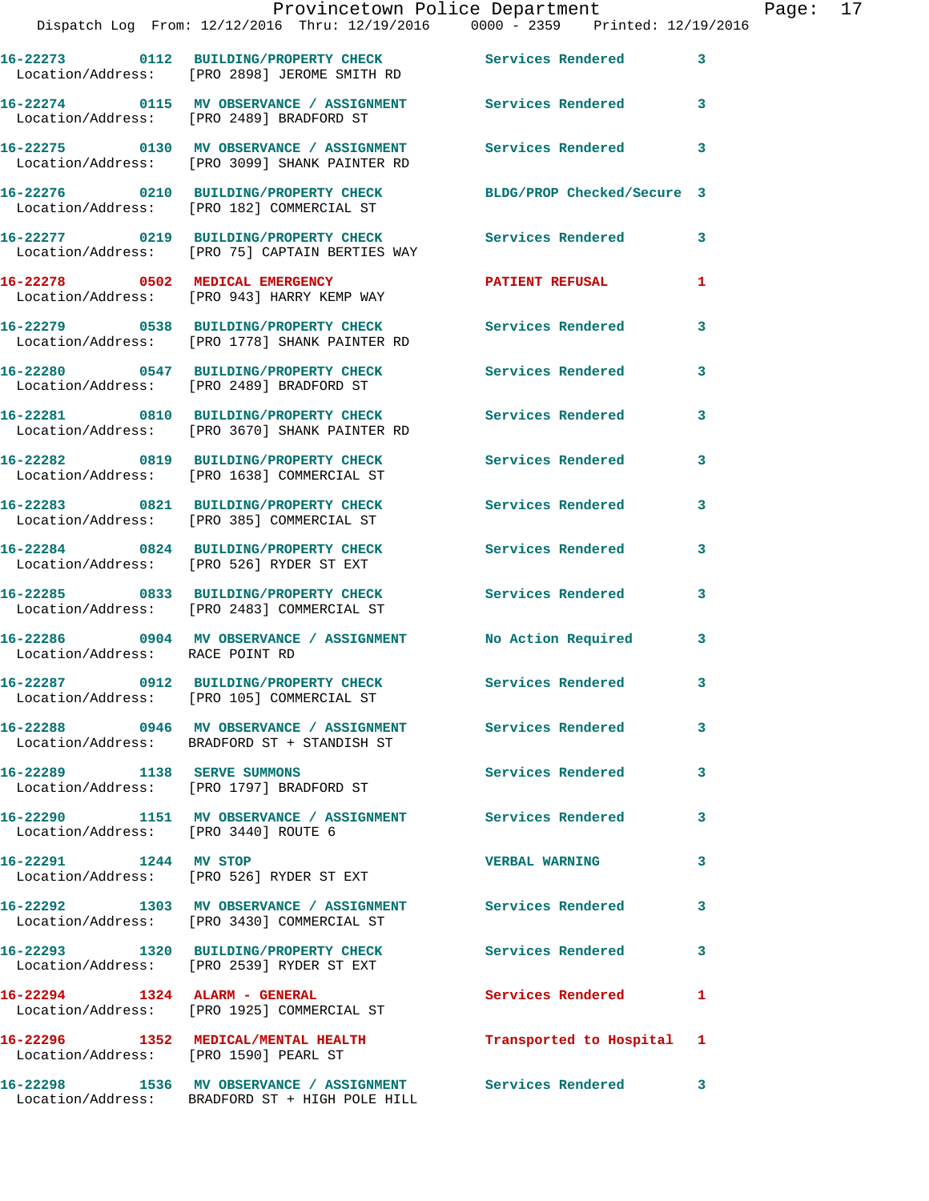16-22273 0112 BUILDING/PROPERTY CHECK Services Rendered 3
Location/Address: [PRO 2898] JEROME SMITH RD

16-22274 0115 MV OBSERVANCE / ASSIGNMENT Services Rendered 3
Location/Address: [PRO 2489] BRADFORD ST

16-22275 0130 MV OBSERVANCE / ASSIGNMENT Services Rendered 3
Location/Address: [PRO 3099] SHANK PAINTER RD

16-22276 0210 BUILDING/PROPERTY CHECK BLDG/PROP Checked/Secure 3
Location/Address: [PRO 182] COMMERCIAL ST

16-22277 0219 BUILDING/PROPERTY CHECK Services Rendered 3
Location/Address: [PRO 75] CAPTAIN BERTIES WAY

16-22278 0502 MEDICAL EMERGENCY PATIENT REFUSAL 1
Location/Address: [PRO 943] HARRY KEMP WAY

16-22279 0538 BUILDING/PROPERTY CHECK Services Rendered 3
Location/Address: [PRO 1778] SHANK PAINTER RD

16-22280 0547 BUILDING/PROPERTY CHECK Services Rendered 3
Location/Address: [PRO 2489] BRADFORD ST

16-22281 0810 BUILDING/PROPERTY CHECK Services Rendered 3
Location/Address: [PRO 3670] SHANK PAINTER RD

16-22282 0819 BUILDING/PROPERTY CHECK Services Rendered 3
Location/Address: [PRO 1638] COMMERCIAL ST

16-22283 0821 BUILDING/PROPERTY CHECK Services Rendered 3
Location/Address: [PRO 385] COMMERCIAL ST

16-22284 0824 BUILDING/PROPERTY CHECK Services Rendered 3
Location/Address: [PRO 526] RYDER ST EXT

16-22285 0833 BUILDING/PROPERTY CHECK Services Rendered 3
Location/Address: [PRO 2483] COMMERCIAL ST

16-22286 0904 MV OBSERVANCE / ASSIGNMENT No Action Required 3
Location/Address: RACE POINT RD

16-22287 0912 BUILDING/PROPERTY CHECK Services Rendered 3
Location/Address: [PRO 105] COMMERCIAL ST

16-22288 0946 MV OBSERVANCE / ASSIGNMENT Services Rendered 3
Location/Address: BRADFORD ST + STANDISH ST

16-22289 1138 SERVE SUMMONS Services Rendered 3
Location/Address: [PRO 1797] BRADFORD ST

16-22290 1151 MV OBSERVANCE / ASSIGNMENT Services Rendered 3
Location/Address: [PRO 3440] ROUTE 6

16-22291 1244 MV STOP VERBAL WARNING 3
Location/Address: [PRO 526] RYDER ST EXT

16-22292 1303 MV OBSERVANCE / ASSIGNMENT Services Rendered 3
Location/Address: [PRO 3430] COMMERCIAL ST

16-22293 1320 BUILDING/PROPERTY CHECK Services Rendered 3
Location/Address: [PRO 2539] RYDER ST EXT

16-22294 1324 ALARM - GENERAL Services Rendered 1
Location/Address: [PRO 1925] COMMERCIAL ST

16-22296 1352 MEDICAL/MENTAL HEALTH Transported to Hospital 1
Location/Address: [PRO 1590] PEARL ST

16-22298 1536 MV OBSERVANCE / ASSIGNMENT Services Rendered 3
Location/Address: BRADFORD ST + HIGH POLE HILL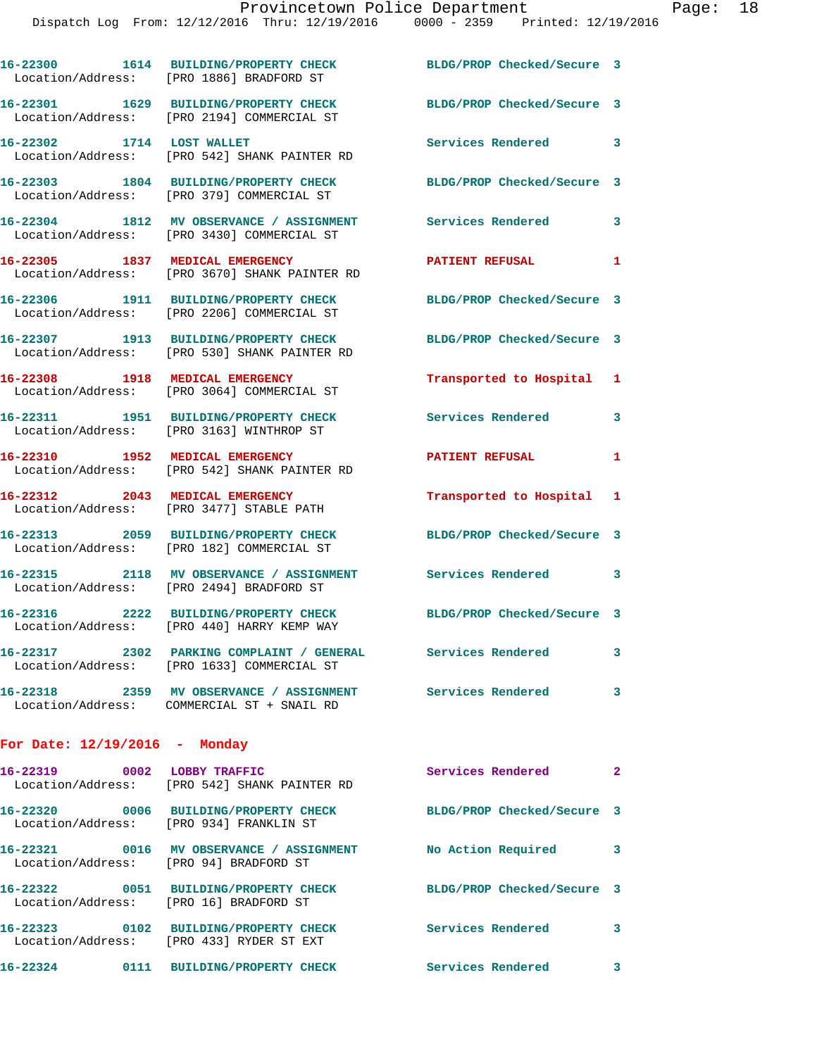16-22300 1614 **BUILDING/PROPERTY CHECK** BLDG/PROP Checked/Secure 3
Location/Address: [PRO 1886] BRADFORD ST

16-22301 1629 **BUILDING/PROPERTY CHECK** BLDG/PROP Checked/Secure 3
Location/Address: [PRO 2194] COMMERCIAL ST

16-22302 1714 **LOST WALLET** Services Rendered 3
Location/Address: [PRO 542] SHANK PAINTER RD

16-22303 1804 **BUILDING/PROPERTY CHECK** BLDG/PROP Checked/Secure 3
Location/Address: [PRO 379] COMMERCIAL ST

16-22304 1812 **MV OBSERVANCE / ASSIGNMENT** Services Rendered 3
Location/Address: [PRO 3430] COMMERCIAL ST

16-22305 1837 **MEDICAL EMERGENCY** PATIENT REFUSAL 1
Location/Address: [PRO 3670] SHANK PAINTER RD

16-22306 1911 **BUILDING/PROPERTY CHECK** BLDG/PROP Checked/Secure 3
Location/Address: [PRO 2206] COMMERCIAL ST

16-22307 1913 **BUILDING/PROPERTY CHECK** BLDG/PROP Checked/Secure 3
Location/Address: [PRO 530] SHANK PAINTER RD

16-22308 1918 **MEDICAL EMERGENCY** Transported to Hospital 1
Location/Address: [PRO 3064] COMMERCIAL ST

16-22311 1951 **BUILDING/PROPERTY CHECK** Services Rendered 3
Location/Address: [PRO 3163] WINTHROP ST

16-22310 1952 **MEDICAL EMERGENCY** PATIENT REFUSAL 1
Location/Address: [PRO 542] SHANK PAINTER RD

16-22312 2043 **MEDICAL EMERGENCY** Transported to Hospital 1
Location/Address: [PRO 3477] STABLE PATH

16-22313 2059 **BUILDING/PROPERTY CHECK** BLDG/PROP Checked/Secure 3
Location/Address: [PRO 182] COMMERCIAL ST

16-22315 2118 **MV OBSERVANCE / ASSIGNMENT** Services Rendered 3
Location/Address: [PRO 2494] BRADFORD ST

16-22316 2222 **BUILDING/PROPERTY CHECK** BLDG/PROP Checked/Secure 3
Location/Address: [PRO 440] HARRY KEMP WAY

16-22317 2302 **PARKING COMPLAINT / GENERAL** Services Rendered 3
Location/Address: [PRO 1633] COMMERCIAL ST

16-22318 2359 **MV OBSERVANCE / ASSIGNMENT** Services Rendered 3
Location/Address: COMMERCIAL ST + SNAIL RD

## For Date: 12/19/2016 - Monday

16-22319 0002 **LOBBY TRAFFIC** Services Rendered 2
Location/Address: [PRO 542] SHANK PAINTER RD

16-22320 0006 **BUILDING/PROPERTY CHECK** BLDG/PROP Checked/Secure 3
Location/Address: [PRO 934] FRANKLIN ST

16-22321 0016 **MV OBSERVANCE / ASSIGNMENT** No Action Required 3
Location/Address: [PRO 94] BRADFORD ST

16-22322 0051 **BUILDING/PROPERTY CHECK** BLDG/PROP Checked/Secure 3
Location/Address: [PRO 16] BRADFORD ST

16-22323 0102 **BUILDING/PROPERTY CHECK** Services Rendered 3
Location/Address: [PRO 433] RYDER ST EXT

16-22324 0111 **BUILDING/PROPERTY CHECK** Services Rendered 3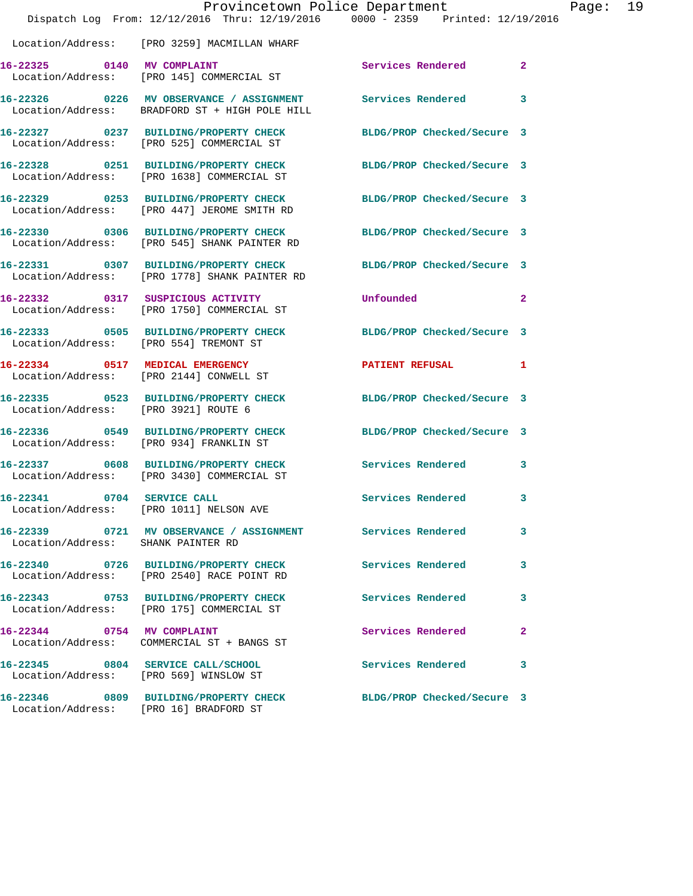Location/Address: [PRO 3259] MACMILLAN WHARF

| | | | | |
|---|---|---|---|---|
| 16-22325 | 0140 | MV COMPLAINT | Services Rendered | 2 |
| Location/Address: | [PRO 145] COMMERCIAL ST | | | |
| 16-22326 | 0226 | MV OBSERVANCE / ASSIGNMENT | Services Rendered | 3 |
| Location/Address: | BRADFORD ST + HIGH POLE HILL | | | |
| 16-22327 | 0237 | BUILDING/PROPERTY CHECK | BLDG/PROP Checked/Secure | 3 |
| Location/Address: | [PRO 525] COMMERCIAL ST | | | |
| 16-22328 | 0251 | BUILDING/PROPERTY CHECK | BLDG/PROP Checked/Secure | 3 |
| Location/Address: | [PRO 1638] COMMERCIAL ST | | | |
| 16-22329 | 0253 | BUILDING/PROPERTY CHECK | BLDG/PROP Checked/Secure | 3 |
| Location/Address: | [PRO 447] JEROME SMITH RD | | | |
| 16-22330 | 0306 | BUILDING/PROPERTY CHECK | BLDG/PROP Checked/Secure | 3 |
| Location/Address: | [PRO 545] SHANK PAINTER RD | | | |
| 16-22331 | 0307 | BUILDING/PROPERTY CHECK | BLDG/PROP Checked/Secure | 3 |
| Location/Address: | [PRO 1778] SHANK PAINTER RD | | | |
| 16-22332 | 0317 | SUSPICIOUS ACTIVITY | Unfounded | 2 |
| Location/Address: | [PRO 1750] COMMERCIAL ST | | | |
| 16-22333 | 0505 | BUILDING/PROPERTY CHECK | BLDG/PROP Checked/Secure | 3 |
| Location/Address: | [PRO 554] TREMONT ST | | | |
| 16-22334 | 0517 | MEDICAL EMERGENCY | PATIENT REFUSAL | 1 |
| Location/Address: | [PRO 2144] CONWELL ST | | | |
| 16-22335 | 0523 | BUILDING/PROPERTY CHECK | BLDG/PROP Checked/Secure | 3 |
| Location/Address: | [PRO 3921] ROUTE 6 | | | |
| 16-22336 | 0549 | BUILDING/PROPERTY CHECK | BLDG/PROP Checked/Secure | 3 |
| Location/Address: | [PRO 934] FRANKLIN ST | | | |
| 16-22337 | 0608 | BUILDING/PROPERTY CHECK | Services Rendered | 3 |
| Location/Address: | [PRO 3430] COMMERCIAL ST | | | |
| 16-22341 | 0704 | SERVICE CALL | Services Rendered | 3 |
| Location/Address: | [PRO 1011] NELSON AVE | | | |
| 16-22339 | 0721 | MV OBSERVANCE / ASSIGNMENT | Services Rendered | 3 |
| Location/Address: | SHANK PAINTER RD | | | |
| 16-22340 | 0726 | BUILDING/PROPERTY CHECK | Services Rendered | 3 |
| Location/Address: | [PRO 2540] RACE POINT RD | | | |
| 16-22343 | 0753 | BUILDING/PROPERTY CHECK | Services Rendered | 3 |
| Location/Address: | [PRO 175] COMMERCIAL ST | | | |
| 16-22344 | 0754 | MV COMPLAINT | Services Rendered | 2 |
| Location/Address: | COMMERCIAL ST + BANGS ST | | | |
| 16-22345 | 0804 | SERVICE CALL/SCHOOL | Services Rendered | 3 |
| Location/Address: | [PRO 569] WINSLOW ST | | | |
| 16-22346 | 0809 | BUILDING/PROPERTY CHECK | BLDG/PROP Checked/Secure | 3 |
| Location/Address: | [PRO 16] BRADFORD ST | | | |